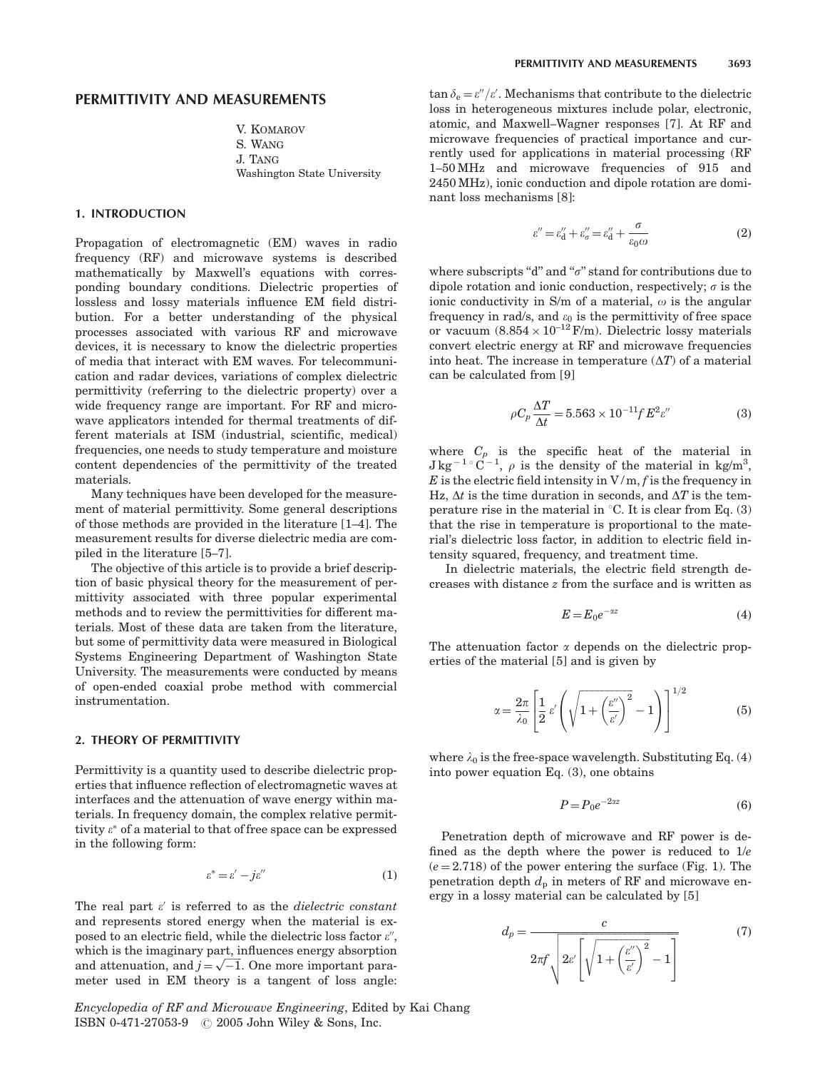# PERMITTIVITY AND MEASUREMENTS

V. Komarov
S. Wang
J. Tang
Washington State University

## 1. INTRODUCTION

Propagation of electromagnetic (EM) waves in radio frequency (RF) and microwave systems is described mathematically by Maxwell's equations with corresponding boundary conditions. Dielectric properties of lossless and lossy materials influence EM field distribution. For a better understanding of the physical processes associated with various RF and microwave devices, it is necessary to know the dielectric properties of media that interact with EM waves. For telecommunication and radar devices, variations of complex dielectric permittivity (referring to the dielectric property) over a wide frequency range are important. For RF and microwave applicators intended for thermal treatments of different materials at ISM (industrial, scientific, medical) frequencies, one needs to study temperature and moisture content dependencies of the permittivity of the treated materials.

Many techniques have been developed for the measurement of material permittivity. Some general descriptions of those methods are provided in the literature [1–4]. The measurement results for diverse dielectric media are compiled in the literature [5–7].

The objective of this article is to provide a brief description of basic physical theory for the measurement of permittivity associated with three popular experimental methods and to review the permittivities for different materials. Most of these data are taken from the literature, but some of permittivity data were measured in Biological Systems Engineering Department of Washington State University. The measurements were conducted by means of open-ended coaxial probe method with commercial instrumentation.

## 2. THEORY OF PERMITTIVITY

Permittivity is a quantity used to describe dielectric properties that influence reflection of electromagnetic waves at interfaces and the attenuation of wave energy within materials. In frequency domain, the complex relative permittivity $\varepsilon^*$ of a material to that of free space can be expressed in the following form:

$$\varepsilon^* = \varepsilon' - j\varepsilon'' \tag{1}$$

The real part $\varepsilon'$ is referred to as the *dielectric constant* and represents stored energy when the material is exposed to an electric field, while the dielectric loss factor $\varepsilon''$, which is the imaginary part, influences energy absorption and attenuation, and $j = \sqrt{-1}$. One more important parameter used in EM theory is a tangent of loss angle: $\tan\delta_e = \varepsilon''/\varepsilon'$. Mechanisms that contribute to the dielectric loss in heterogeneous mixtures include polar, electronic, atomic, and Maxwell–Wagner responses [7]. At RF and microwave frequencies of practical importance and currently used for applications in material processing (RF 1–50 MHz and microwave frequencies of 915 and 2450 MHz), ionic conduction and dipole rotation are dominant loss mechanisms [8]:

$$\varepsilon'' = \varepsilon''_d + \varepsilon''_\sigma = \varepsilon''_d + \frac{\sigma}{\varepsilon_0 \omega} \tag{2}$$

where subscripts "d" and "$\sigma$" stand for contributions due to dipole rotation and ionic conduction, respectively; $\sigma$ is the ionic conductivity in S/m of a material, $\omega$ is the angular frequency in rad/s, and $\varepsilon_0$ is the permittivity of free space or vacuum ($8.854 \times 10^{-12}$ F/m). Dielectric lossy materials convert electric energy at RF and microwave frequencies into heat. The increase in temperature ($\Delta T$) of a material can be calculated from [9]

$$\rho C_p \frac{\Delta T}{\Delta t} = 5.563 \times 10^{-11} f E^2 \varepsilon'' \tag{3}$$

where $C_p$ is the specific heat of the material in $\mathrm{J\,kg^{-1}\,{}^\circ C^{-1}}$, $\rho$ is the density of the material in kg/m$^3$, $E$ is the electric field intensity in V/m, $f$ is the frequency in Hz, $\Delta t$ is the time duration in seconds, and $\Delta T$ is the temperature rise in the material in °C. It is clear from Eq. (3) that the rise in temperature is proportional to the material's dielectric loss factor, in addition to electric field intensity squared, frequency, and treatment time.

In dielectric materials, the electric field strength decreases with distance $z$ from the surface and is written as

$$E = E_0 e^{-\alpha z} \tag{4}$$

The attenuation factor $\alpha$ depends on the dielectric properties of the material [5] and is given by

$$\alpha = \frac{2\pi}{\lambda_0}\left[\frac{1}{2}\varepsilon'\left(\sqrt{1+\left(\frac{\varepsilon''}{\varepsilon'}\right)^2}-1\right)\right]^{1/2} \tag{5}$$

where $\lambda_0$ is the free-space wavelength. Substituting Eq. (4) into power equation Eq. (3), one obtains

$$P = P_0 e^{-2\alpha z} \tag{6}$$

Penetration depth of microwave and RF power is defined as the depth where the power is reduced to $1/e$ ($e = 2.718$) of the power entering the surface (Fig. 1). The penetration depth $d_p$ in meters of RF and microwave energy in a lossy material can be calculated by [5]

$$d_p = \frac{c}{2\pi f\sqrt{2\varepsilon'\left[\sqrt{1+\left(\frac{\varepsilon''}{\varepsilon'}\right)^2}-1\right]}} \tag{7}$$

*Encyclopedia of RF and Microwave Engineering*, Edited by Kai Chang
ISBN 0-471-27053-9 © 2005 John Wiley & Sons, Inc.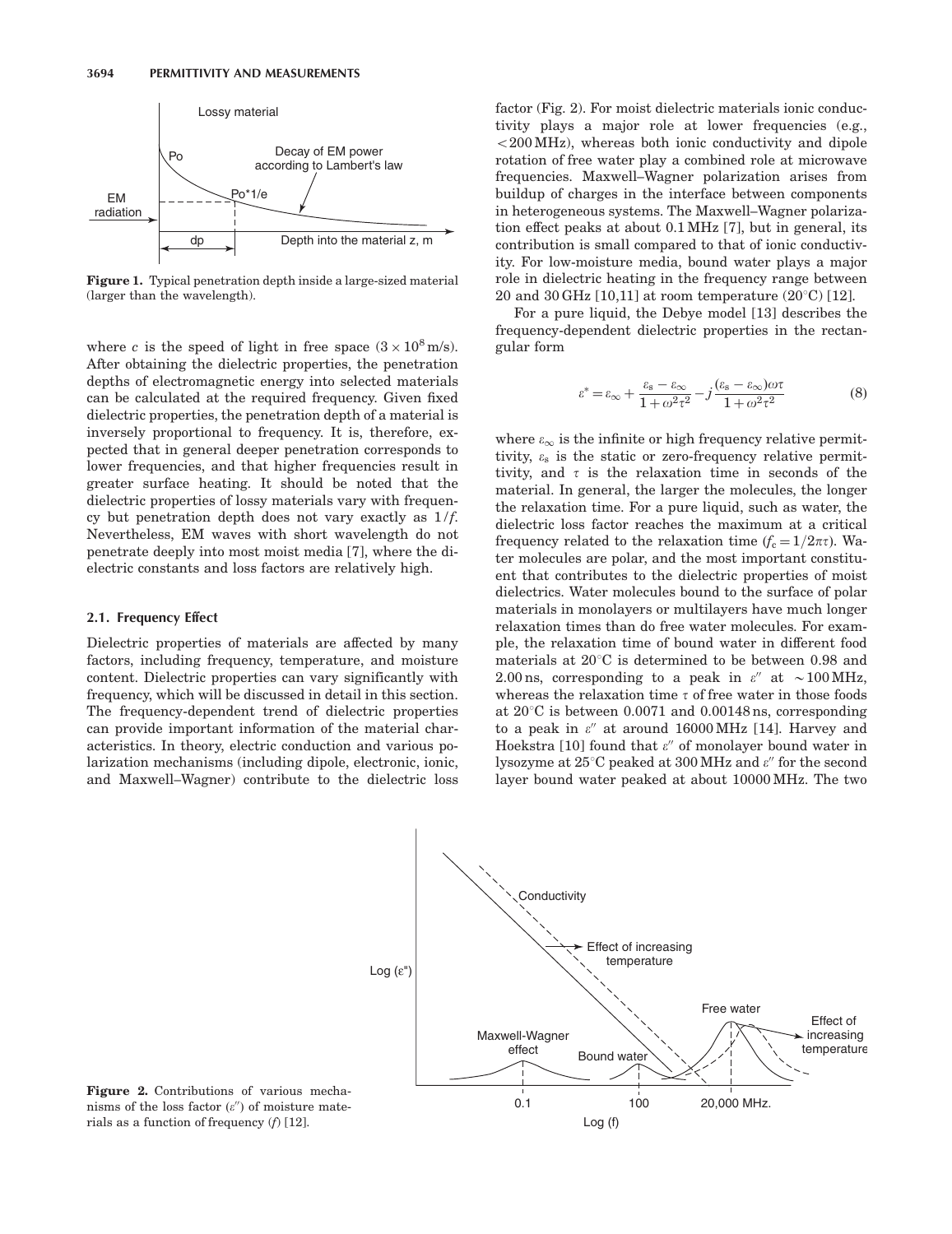Lossy material

Po

Decay of EM power according to Lambert's law

Po*1/e

EM radiation

dp

Depth into the material z, m

**Figure 1.** Typical penetration depth inside a large-sized material (larger than the wavelength).

where $c$ is the speed of light in free space ($3 \times 10^8$ m/s). After obtaining the dielectric properties, the penetration depths of electromagnetic energy into selected materials can be calculated at the required frequency. Given fixed dielectric properties, the penetration depth of a material is inversely proportional to frequency. It is, therefore, expected that in general deeper penetration corresponds to lower frequencies, and that higher frequencies result in greater surface heating. It should be noted that the dielectric properties of lossy materials vary with frequency but penetration depth does not vary exactly as $1/f$. Nevertheless, EM waves with short wavelength do not penetrate deeply into most moist media [7], where the dielectric constants and loss factors are relatively high.

### 2.1. Frequency Effect

Dielectric properties of materials are affected by many factors, including frequency, temperature, and moisture content. Dielectric properties can vary significantly with frequency, which will be discussed in detail in this section. The frequency-dependent trend of dielectric properties can provide important information of the material characteristics. In theory, electric conduction and various polarization mechanisms (including dipole, electronic, ionic, and Maxwell–Wagner) contribute to the dielectric loss factor (Fig. 2). For moist dielectric materials ionic conductivity plays a major role at lower frequencies (e.g., <200 MHz), whereas both ionic conductivity and dipole rotation of free water play a combined role at microwave frequencies. Maxwell–Wagner polarization arises from buildup of charges in the interface between components in heterogeneous systems. The Maxwell–Wagner polarization effect peaks at about 0.1 MHz [7], but in general, its contribution is small compared to that of ionic conductivity. For low-moisture media, bound water plays a major role in dielectric heating in the frequency range between 20 and 30 GHz [10,11] at room temperature (20°C) [12].

For a pure liquid, the Debye model [13] describes the frequency-dependent dielectric properties in the rectangular form

$$\varepsilon^* = \varepsilon_\infty + \frac{\varepsilon_s - \varepsilon_\infty}{1 + \omega^2\tau^2} - j\frac{(\varepsilon_s - \varepsilon_\infty)\omega\tau}{1 + \omega^2\tau^2} \tag{8}$$

where $\varepsilon_\infty$ is the infinite or high frequency relative permittivity, $\varepsilon_s$ is the static or zero-frequency relative permittivity, and $\tau$ is the relaxation time in seconds of the material. In general, the larger the molecules, the longer the relaxation time. For a pure liquid, such as water, the dielectric loss factor reaches the maximum at a critical frequency related to the relaxation time ($f_c = 1/2\pi\tau$). Water molecules are polar, and the most important constituent that contributes to the dielectric properties of moist dielectrics. Water molecules bound to the surface of polar materials in monolayers or multilayers have much longer relaxation times than do free water molecules. For example, the relaxation time of bound water in different food materials at 20°C is determined to be between 0.98 and 2.00 ns, corresponding to a peak in $\varepsilon''$ at $\sim$100 MHz, whereas the relaxation time $\tau$ of free water in those foods at 20°C is between 0.0071 and 0.00148 ns, corresponding to a peak in $\varepsilon''$ at around 16000 MHz [14]. Harvey and Hoekstra [10] found that $\varepsilon''$ of monolayer bound water in lysozyme at 25°C peaked at 300 MHz and $\varepsilon''$ for the second layer bound water peaked at about 10000 MHz. The two

Log (ε")

Conductivity

Effect of increasing temperature

Free water

Effect of increasing temperature

Maxwell-Wagner effect

Bound water

0.1

100

20,000 MHz.

Log (f)

**Figure 2.** Contributions of various mechanisms of the loss factor ($\varepsilon''$) of moisture materials as a function of frequency ($f$) [12].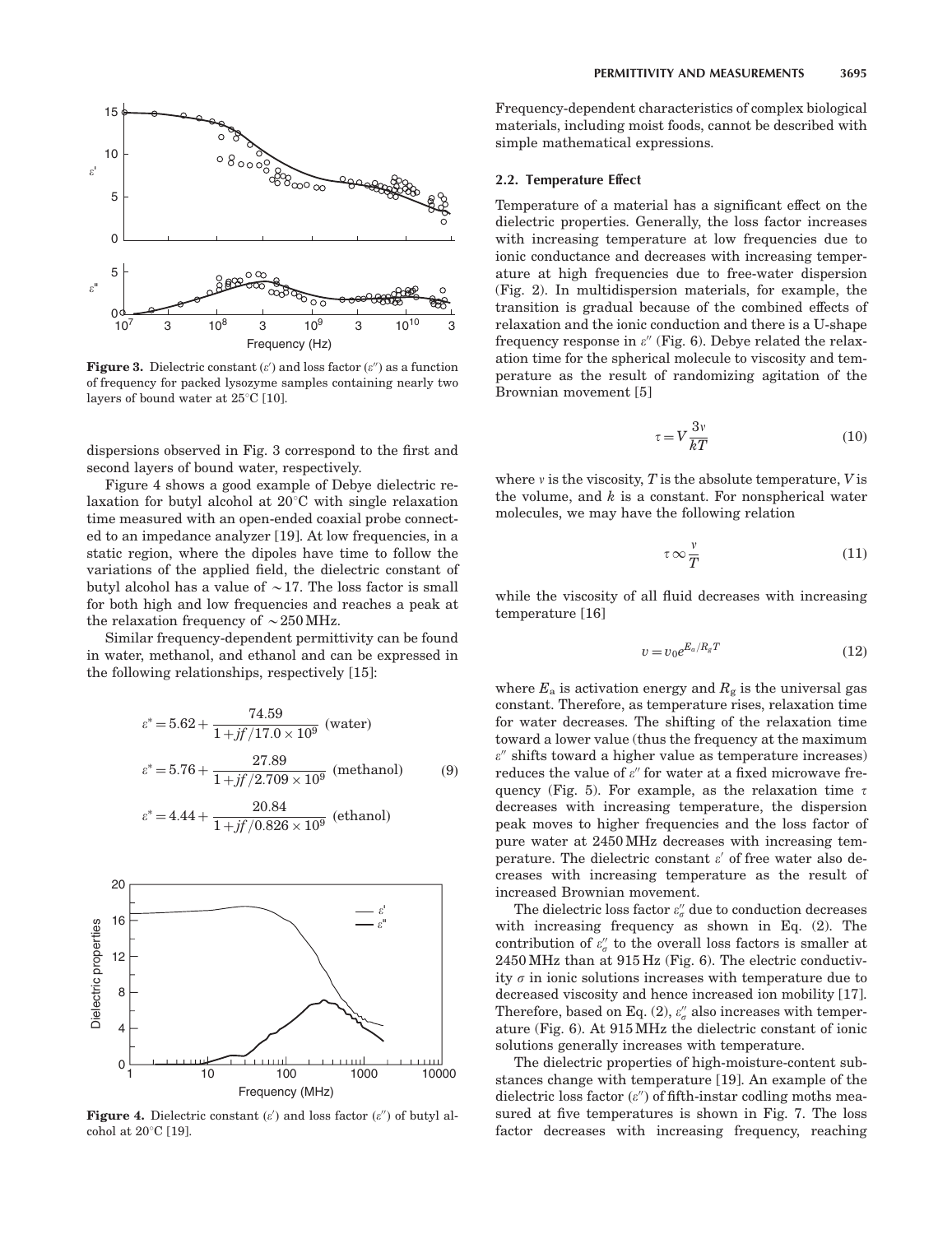15

10

ε'

5

0

5

ε"

0

$10^7$ 3 $10^8$ 3 $10^9$ 3 $10^{10}$ 3

Frequency (Hz)

**Figure 3.** Dielectric constant ($\varepsilon'$) and loss factor ($\varepsilon''$) as a function of frequency for packed lysozyme samples containing nearly two layers of bound water at 25°C [10].

dispersions observed in Fig. 3 correspond to the first and second layers of bound water, respectively.

Figure 4 shows a good example of Debye dielectric relaxation for butyl alcohol at 20°C with single relaxation time measured with an open-ended coaxial probe connected to an impedance analyzer [19]. At low frequencies, in a static region, where the dipoles have time to follow the variations of the applied field, the dielectric constant of butyl alcohol has a value of ~17. The loss factor is small for both high and low frequencies and reaches a peak at the relaxation frequency of ~250 MHz.

Similar frequency-dependent permittivity can be found in water, methanol, and ethanol and can be expressed in the following relationships, respectively [15]:

$$\varepsilon^* = 5.62 + \frac{74.59}{1 + jf/17.0 \times 10^9} \text{ (water)}$$

$$\varepsilon^* = 5.76 + \frac{27.89}{1 + jf/2.709 \times 10^9} \text{ (methanol)} \quad (9)$$

$$\varepsilon^* = 4.44 + \frac{20.84}{1 + jf/0.826 \times 10^9} \text{ (ethanol)}$$

20

16

12

8

4

0

Dielectric properties

1 10 100 1000 10000

Frequency (MHz)

ε'

ε"

**Figure 4.** Dielectric constant ($\varepsilon'$) and loss factor ($\varepsilon''$) of butyl alcohol at 20°C [19].

Frequency-dependent characteristics of complex biological materials, including moist foods, cannot be described with simple mathematical expressions.

### 2.2. Temperature Effect

Temperature of a material has a significant effect on the dielectric properties. Generally, the loss factor increases with increasing temperature at low frequencies due to ionic conductance and decreases with increasing temperature at high frequencies due to free-water dispersion (Fig. 2). In multidispersion materials, for example, the transition is gradual because of the combined effects of relaxation and the ionic conduction and there is a U-shape frequency response in $\varepsilon''$ (Fig. 6). Debye related the relaxation time for the spherical molecule to viscosity and temperature as the result of randomizing agitation of the Brownian movement [5]

$$\tau = V\frac{3v}{kT} \quad (10)$$

where $v$ is the viscosity, $T$ is the absolute temperature, $V$ is the volume, and $k$ is a constant. For nonspherical water molecules, we may have the following relation

$$\tau \propto \frac{v}{T} \quad (11)$$

while the viscosity of all fluid decreases with increasing temperature [16]

$$v = v_0 e^{E_a/R_g T} \quad (12)$$

where $E_a$ is activation energy and $R_g$ is the universal gas constant. Therefore, as temperature rises, relaxation time for water decreases. The shifting of the relaxation time toward a lower value (thus the frequency at the maximum $\varepsilon''$ shifts toward a higher value as temperature increases) reduces the value of $\varepsilon''$ for water at a fixed microwave frequency (Fig. 5). For example, as the relaxation time $\tau$ decreases with increasing temperature, the dispersion peak moves to higher frequencies and the loss factor of pure water at 2450 MHz decreases with increasing temperature. The dielectric constant $\varepsilon'$ of free water also decreases with increasing temperature as the result of increased Brownian movement.

The dielectric loss factor $\varepsilon''_\sigma$ due to conduction decreases with increasing frequency as shown in Eq. (2). The contribution of $\varepsilon''_\sigma$ to the overall loss factors is smaller at 2450 MHz than at 915 Hz (Fig. 6). The electric conductivity $\sigma$ in ionic solutions increases with temperature due to decreased viscosity and hence increased ion mobility [17]. Therefore, based on Eq. (2), $\varepsilon''_\sigma$ also increases with temperature (Fig. 6). At 915 MHz the dielectric constant of ionic solutions generally increases with temperature.

The dielectric properties of high-moisture-content substances change with temperature [19]. An example of the dielectric loss factor ($\varepsilon''$) of fifth-instar codling moths measured at five temperatures is shown in Fig. 7. The loss factor decreases with increasing frequency, reaching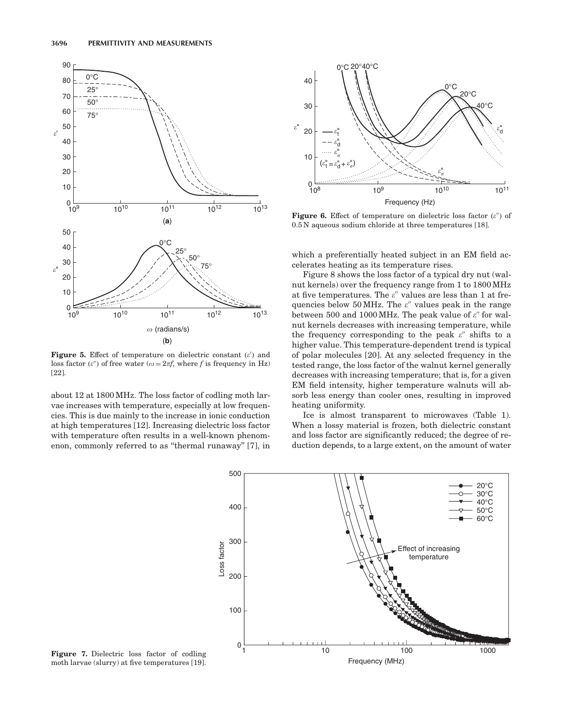90
80
70
60
50
40
30
20
10
0

0°C
25°
50°
75°

$\varepsilon'$

$10^9$ $10^{10}$ $10^{11}$ $10^{12}$ $10^{13}$

(**a**)

50
40
30
20
10
0

0°C
25°
50°
75°

$\varepsilon''$

$10^9$ $10^{10}$ $10^{11}$ $10^{12}$ $10^{13}$

$\omega$ (radians/s)

(**b**)

**Figure 5.** Effect of temperature on dielectric constant ($\varepsilon'$) and loss factor ($\varepsilon''$) of free water ($\omega = 2\pi f$, where $f$ is frequency in Hz) [22].

0°C 20°40°C

40
30
20
10
0

0°C
20°C
40°C

$\varepsilon''$

$\varepsilon''_t$
$\varepsilon''_d$
$\varepsilon''_\sigma$
($\varepsilon''_t = \varepsilon''_d + \varepsilon''_\sigma$)

$\varepsilon''_d$
$\varepsilon''_\sigma$

$10^8$ $10^9$ $10^{10}$ $10^{11}$

Frequency (Hz)

**Figure 6.** Effect of temperature on dielectric loss factor ($\varepsilon''$) of 0.5 N aqueous sodium chloride at three temperatures [18].

about 12 at 1800 MHz. The loss factor of codling moth larvae increases with temperature, especially at low frequencies. This is due mainly to the increase in ionic conduction at high temperatures [12]. Increasing dielectric loss factor with temperature often results in a well-known phenomenon, commonly referred to as "thermal runaway" [7], in which a preferentially heated subject in an EM field accelerates heating as its temperature rises.

Figure 8 shows the loss factor of a typical dry nut (walnut kernels) over the frequency range from 1 to 1800 MHz at five temperatures. The $\varepsilon''$ values are less than 1 at frequencies below 50 MHz. The $\varepsilon''$ values peak in the range between 500 and 1000 MHz. The peak value of $\varepsilon''$ for walnut kernels decreases with increasing temperature, while the frequency corresponding to the peak $\varepsilon''$ shifts to a higher value. This temperature-dependent trend is typical of polar molecules [20]. At any selected frequency in the tested range, the loss factor of the walnut kernel generally decreases with increasing temperature; that is, for a given EM field intensity, higher temperature walnuts will absorb less energy than cooler ones, resulting in improved heating uniformity.

Ice is almost transparent to microwaves (Table 1). When a lossy material is frozen, both dielectric constant and loss factor are significantly reduced; the degree of reduction depends, to a large extent, on the amount of water

500
400
300
200
100
0

Loss factor

20°C
30°C
40°C
50°C
60°C

Effect of increasing temperature

1 10 100 1000

Frequency (MHz)

**Figure 7.** Dielectric loss factor of codling moth larvae (slurry) at five temperatures [19].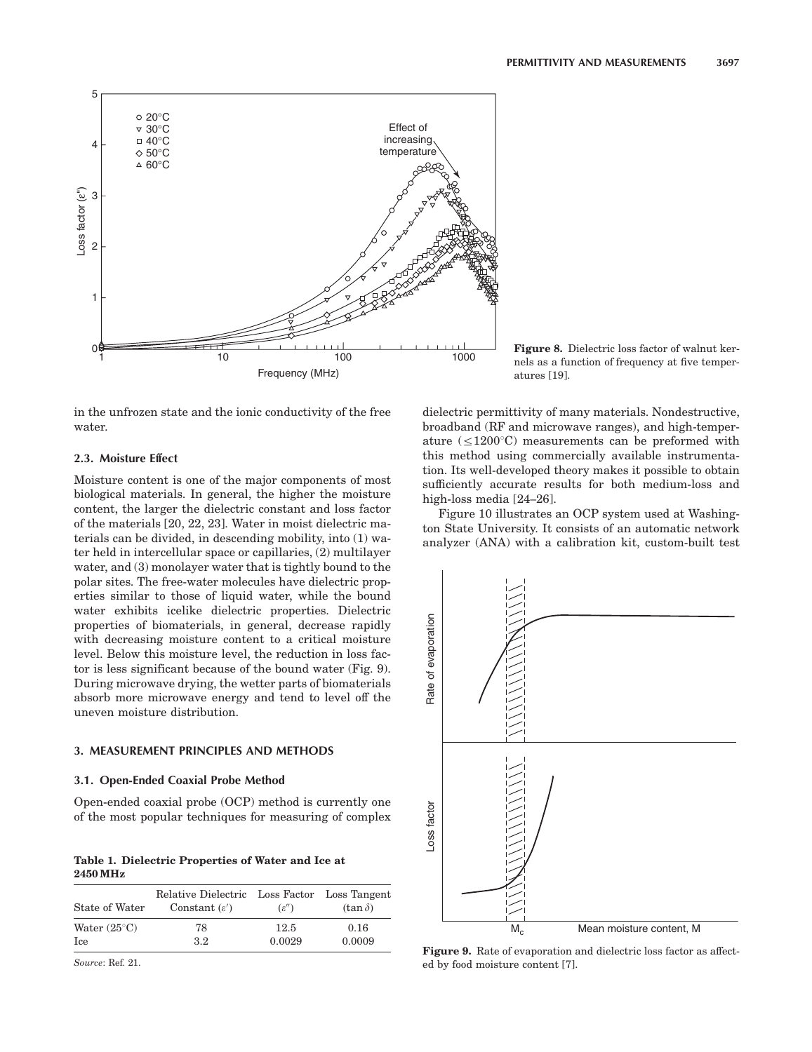5

4

3

2

1

0

Loss factor (ε″)

○ 20°C
▽ 30°C
□ 40°C
◇ 50°C
△ 60°C

Effect of increasing temperature

1

10

100

1000

Frequency (MHz)

**Figure 8.** Dielectric loss factor of walnut kernels as a function of frequency at five temperatures [19].

in the unfrozen state and the ionic conductivity of the free water.

### 2.3. Moisture Effect

Moisture content is one of the major components of most biological materials. In general, the higher the moisture content, the larger the dielectric constant and loss factor of the materials [20, 22, 23]. Water in moist dielectric materials can be divided, in descending mobility, into (1) water held in intercellular space or capillaries, (2) multilayer water, and (3) monolayer water that is tightly bound to the polar sites. The free-water molecules have dielectric properties similar to those of liquid water, while the bound water exhibits icelike dielectric properties. Dielectric properties of biomaterials, in general, decrease rapidly with decreasing moisture content to a critical moisture level. Below this moisture level, the reduction in loss factor is less significant because of the bound water (Fig. 9). During microwave drying, the wetter parts of biomaterials absorb more microwave energy and tend to level off the uneven moisture distribution.

## 3. MEASUREMENT PRINCIPLES AND METHODS

### 3.1. Open-Ended Coaxial Probe Method

Open-ended coaxial probe (OCP) method is currently one of the most popular techniques for measuring of complex dielectric permittivity of many materials. Nondestructive, broadband (RF and microwave ranges), and high-temperature ($\leq 1200°C$) measurements can be preformed with this method using commercially available instrumentation. Its well-developed theory makes it possible to obtain sufficiently accurate results for both medium-loss and high-loss media [24–26].

Figure 10 illustrates an OCP system used at Washington State University. It consists of an automatic network analyzer (ANA) with a calibration kit, custom-built test

**Table 1. Dielectric Properties of Water and Ice at 2450 MHz**

| State of Water | Relative Dielectric Constant ($\varepsilon'$) | Loss Factor ($\varepsilon''$) | Loss Tangent ($\tan\delta$) |
|---|---|---|---|
| Water (25°C) | 78 | 12.5 | 0.16 |
| Ice | 3.2 | 0.0029 | 0.0009 |

*Source*: Ref. 21.

Rate of evaporation

Loss factor

$M_c$

Mean moisture content, M

**Figure 9.** Rate of evaporation and dielectric loss factor as affected by food moisture content [7].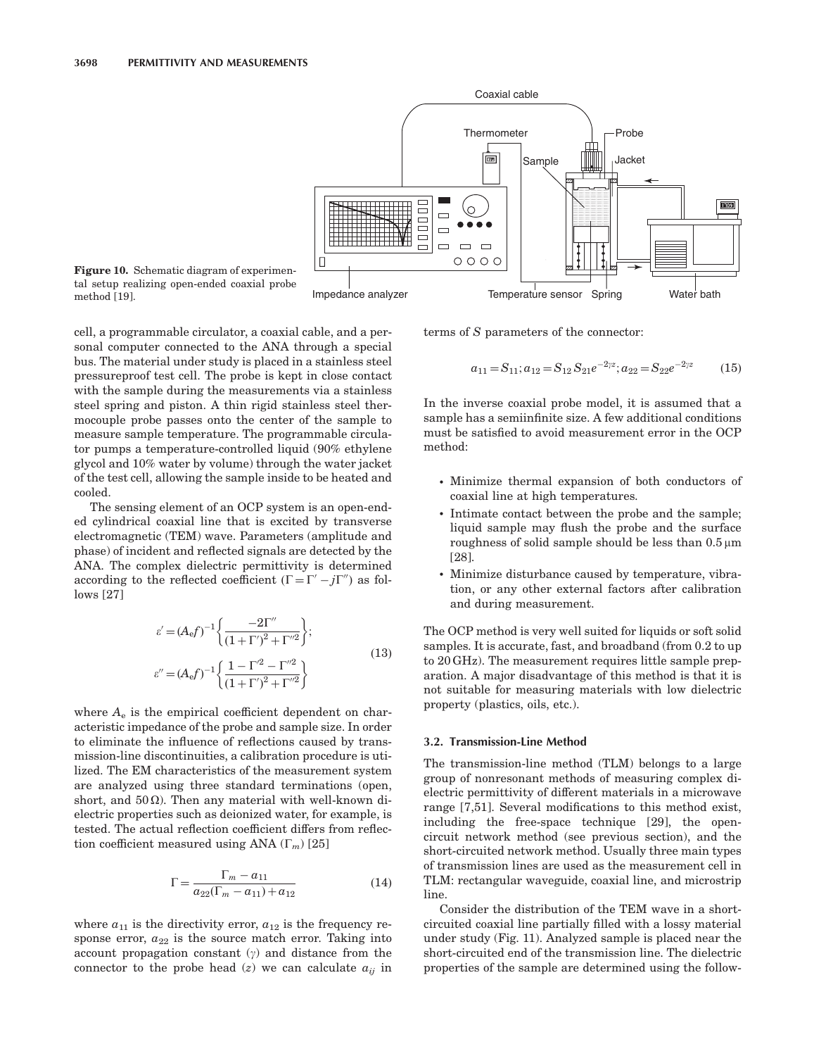Coaxial cable

Thermometer

Probe

Sample

Jacket

Impedance analyzer

Temperature sensor

Spring

Water bath

**Figure 10.** Schematic diagram of experimental setup realizing open-ended coaxial probe method [19].

cell, a programmable circulator, a coaxial cable, and a personal computer connected to the ANA through a special bus. The material under study is placed in a stainless steel pressureproof test cell. The probe is kept in close contact with the sample during the measurements via a stainless steel spring and piston. A thin rigid stainless steel thermocouple probe passes onto the center of the sample to measure sample temperature. The programmable circulator pumps a temperature-controlled liquid (90% ethylene glycol and 10% water by volume) through the water jacket of the test cell, allowing the sample inside to be heated and cooled.

The sensing element of an OCP system is an open-ended cylindrical coaxial line that is excited by transverse electromagnetic (TEM) wave. Parameters (amplitude and phase) of incident and reflected signals are detected by the ANA. The complex dielectric permittivity is determined according to the reflected coefficient ($\Gamma = \Gamma' - j\Gamma''$) as follows [27]

$$\varepsilon' = (A_e f)^{-1}\left\{\frac{-2\Gamma''}{(1+\Gamma')^2 + \Gamma''^2}\right\};$$
$$\varepsilon'' = (A_e f)^{-1}\left\{\frac{1-\Gamma'^2-\Gamma''^2}{(1+\Gamma')^2 + \Gamma''^2}\right\} \quad (13)$$

where $A_e$ is the empirical coefficient dependent on characteristic impedance of the probe and sample size. In order to eliminate the influence of reflections caused by transmission-line discontinuities, a calibration procedure is utilized. The EM characteristics of the measurement system are analyzed using three standard terminations (open, short, and 50 Ω). Then any material with well-known dielectric properties such as deionized water, for example, is tested. The actual reflection coefficient differs from reflection coefficient measured using ANA ($\Gamma_m$) [25]

$$\Gamma = \frac{\Gamma_m - a_{11}}{a_{22}(\Gamma_m - a_{11}) + a_{12}} \quad (14)$$

where $a_{11}$ is the directivity error, $a_{12}$ is the frequency response error, $a_{22}$ is the source match error. Taking into account propagation constant ($\gamma$) and distance from the connector to the probe head ($z$) we can calculate $a_{ij}$ in terms of $S$ parameters of the connector:

$$a_{11} = S_{11};\, a_{12} = S_{12}S_{21}e^{-2\gamma z};\, a_{22} = S_{22}e^{-2\gamma z} \quad (15)$$

In the inverse coaxial probe model, it is assumed that a sample has a semiinfinite size. A few additional conditions must be satisfied to avoid measurement error in the OCP method:

- Minimize thermal expansion of both conductors of coaxial line at high temperatures.
- Intimate contact between the probe and the sample; liquid sample may flush the probe and the surface roughness of solid sample should be less than 0.5 μm [28].
- Minimize disturbance caused by temperature, vibration, or any other external factors after calibration and during measurement.

The OCP method is very well suited for liquids or soft solid samples. It is accurate, fast, and broadband (from 0.2 to up to 20 GHz). The measurement requires little sample preparation. A major disadvantage of this method is that it is not suitable for measuring materials with low dielectric property (plastics, oils, etc.).

### 3.2. Transmission-Line Method

The transmission-line method (TLM) belongs to a large group of nonresonant methods of measuring complex dielectric permittivity of different materials in a microwave range [7,51]. Several modifications to this method exist, including the free-space technique [29], the open-circuit network method (see previous section), and the short-circuited network method. Usually three main types of transmission lines are used as the measurement cell in TLM: rectangular waveguide, coaxial line, and microstrip line.

Consider the distribution of the TEM wave in a short-circuited coaxial line partially filled with a lossy material under study (Fig. 11). Analyzed sample is placed near the short-circuited end of the transmission line. The dielectric properties of the sample are determined using the follow-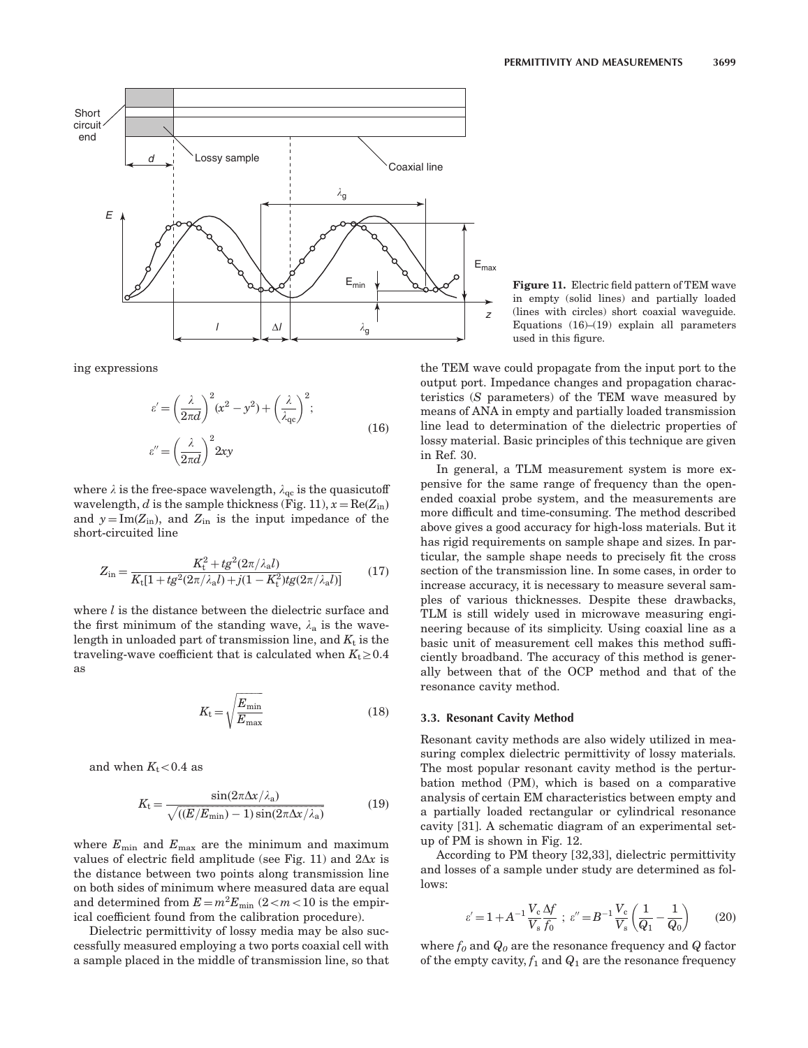Short circuit end

d

Lossy sample

Coaxial line

$\lambda_g$

E

$E_{max}$

$E_{min}$

z

l

$\Delta l$

$\lambda_g$

**Figure 11.** Electric field pattern of TEM wave in empty (solid lines) and partially loaded (lines with circles) short coaxial waveguide. Equations (16)–(19) explain all parameters used in this figure.

ing expressions

$$\varepsilon' = \left(\frac{\lambda}{2\pi d}\right)^2 (x^2 - y^2) + \left(\frac{\lambda}{\lambda_{qc}}\right)^2; \quad \varepsilon'' = \left(\frac{\lambda}{2\pi d}\right)^2 2xy \tag{16}$$

where $\lambda$ is the free-space wavelength, $\lambda_{qc}$ is the quasicutoff wavelength, $d$ is the sample thickness (Fig. 11), $x = \mathrm{Re}(Z_{in})$ and $y = \mathrm{Im}(Z_{in})$, and $Z_{in}$ is the input impedance of the short-circuited line

$$Z_{in} = \frac{K_t^2 + tg^2(2\pi/\lambda_a l)}{K_t[1 + tg^2(2\pi/\lambda_a l) + j(1 - K_t^2)tg(2\pi/\lambda_a l)]} \tag{17}$$

where $l$ is the distance between the dielectric surface and the first minimum of the standing wave, $\lambda_a$ is the wavelength in unloaded part of transmission line, and $K_t$ is the traveling-wave coefficient that is calculated when $K_t \geq 0.4$ as

$$K_t = \sqrt{\frac{E_{min}}{E_{max}}} \tag{18}$$

and when $K_t < 0.4$ as

$$K_t = \frac{\sin(2\pi\Delta x/\lambda_a)}{\sqrt{((E/E_{min}) - 1)\sin(2\pi\Delta x/\lambda_a)}} \tag{19}$$

where $E_{min}$ and $E_{max}$ are the minimum and maximum values of electric field amplitude (see Fig. 11) and $2\Delta x$ is the distance between two points along transmission line on both sides of minimum where measured data are equal and determined from $E = m^2 E_{min}$ ($2 < m < 10$ is the empirical coefficient found from the calibration procedure).

Dielectric permittivity of lossy media may be also successfully measured employing a two ports coaxial cell with a sample placed in the middle of transmission line, so that the TEM wave could propagate from the input port to the output port. Impedance changes and propagation characteristics ($S$ parameters) of the TEM wave measured by means of ANA in empty and partially loaded transmission line lead to determination of the dielectric properties of lossy material. Basic principles of this technique are given in Ref. 30.

In general, a TLM measurement system is more expensive for the same range of frequency than the open-ended coaxial probe system, and the measurements are more difficult and time-consuming. The method described above gives a good accuracy for high-loss materials. But it has rigid requirements on sample shape and sizes. In particular, the sample shape needs to precisely fit the cross section of the transmission line. In some cases, in order to increase accuracy, it is necessary to measure several samples of various thicknesses. Despite these drawbacks, TLM is still widely used in microwave measuring engineering because of its simplicity. Using coaxial line as a basic unit of measurement cell makes this method sufficiently broadband. The accuracy of this method is generally between that of the OCP method and that of the resonance cavity method.

### 3.3. Resonant Cavity Method

Resonant cavity methods are also widely utilized in measuring complex dielectric permittivity of lossy materials. The most popular resonant cavity method is the perturbation method (PM), which is based on a comparative analysis of certain EM characteristics between empty and a partially loaded rectangular or cylindrical resonance cavity [31]. A schematic diagram of an experimental setup of PM is shown in Fig. 12.

According to PM theory [32,33], dielectric permittivity and losses of a sample under study are determined as follows:

$$\varepsilon' = 1 + A^{-1}\frac{V_c}{V_s}\frac{\Delta f}{f_0}\ ;\ \varepsilon'' = B^{-1}\frac{V_c}{V_s}\left(\frac{1}{Q_1} - \frac{1}{Q_0}\right) \tag{20}$$

where $f_0$ and $Q_0$ are the resonance frequency and $Q$ factor of the empty cavity, $f_1$ and $Q_1$ are the resonance frequency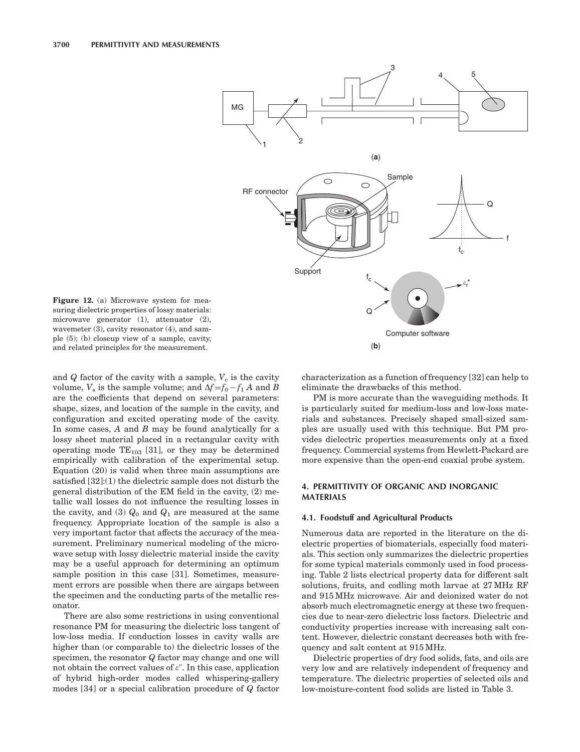**Figure 12.** (a) Microwave system for measuring dielectric properties of lossy materials: microwave generator (1), attenuator (2), wavemeter (3), cavity resonator (4), and sample (5); (b) closeup view of a sample, cavity, and related principles for the measurement.

and $Q$ factor of the cavity with a sample, $V_c$ is the cavity volume, $V_s$ is the sample volume; and $\Delta f = f_0 - f_1$ $A$ and $B$ are the coefficients that depend on several parameters: shape, sizes, and location of the sample in the cavity, and configuration and excited operating mode of the cavity. In some cases, $A$ and $B$ may be found analytically for a lossy sheet material placed in a rectangular cavity with operating mode $TE_{103}$ [31], or they may be determined empirically with calibration of the experimental setup. Equation (20) is valid when three main assumptions are satisfied [32]:(1) the dielectric sample does not disturb the general distribution of the EM field in the cavity, (2) metallic wall losses do not influence the resulting losses in the cavity, and (3) $Q_0$ and $Q_1$ are measured at the same frequency. Appropriate location of the sample is also a very important factor that affects the accuracy of the measurement. Preliminary numerical modeling of the microwave setup with lossy dielectric material inside the cavity may be a useful approach for determining an optimum sample position in this case [31]. Sometimes, measurement errors are possible when there are airgaps between the specimen and the conducting parts of the metallic resonator.

There are also some restrictions in using conventional resonance PM for measuring the dielectric loss tangent of low-loss media. If conduction losses in cavity walls are higher than (or comparable to) the dielectric losses of the specimen, the resonator $Q$ factor may change and one will not obtain the correct values of $\varepsilon''$. In this case, application of hybrid high-order modes called whispering-gallery modes [34] or a special calibration procedure of $Q$ factor characterization as a function of frequency [32] can help to eliminate the drawbacks of this method.

PM is more accurate than the waveguiding methods. It is particularly suited for medium-loss and low-loss materials and substances. Precisely shaped small-sized samples are usually used with this technique. But PM provides dielectric properties measurements only at a fixed frequency. Commercial systems from Hewlett-Packard are more expensive than the open-end coaxial probe system.

## 4. PERMITTIVITY OF ORGANIC AND INORGANIC MATERIALS

### 4.1. Foodstuff and Agricultural Products

Numerous data are reported in the literature on the dielectric properties of biomaterials, especially food materials. This section only summarizes the dielectric properties for some typical materials commonly used in food processing. Table 2 lists electrical property data for different salt solutions, fruits, and codling moth larvae at 27 MHz RF and 915 MHz microwave. Air and deionized water do not absorb much electromagnetic energy at these two frequencies due to near-zero dielectric loss factors. Dielectric and conductivity properties increase with increasing salt content. However, dielectric constant decreases both with frequency and salt content at 915 MHz.

Dielectric properties of dry food solids, fats, and oils are very low and are relatively independent of frequency and temperature. The dielectric properties of selected oils and low-moisture-content food solids are listed in Table 3.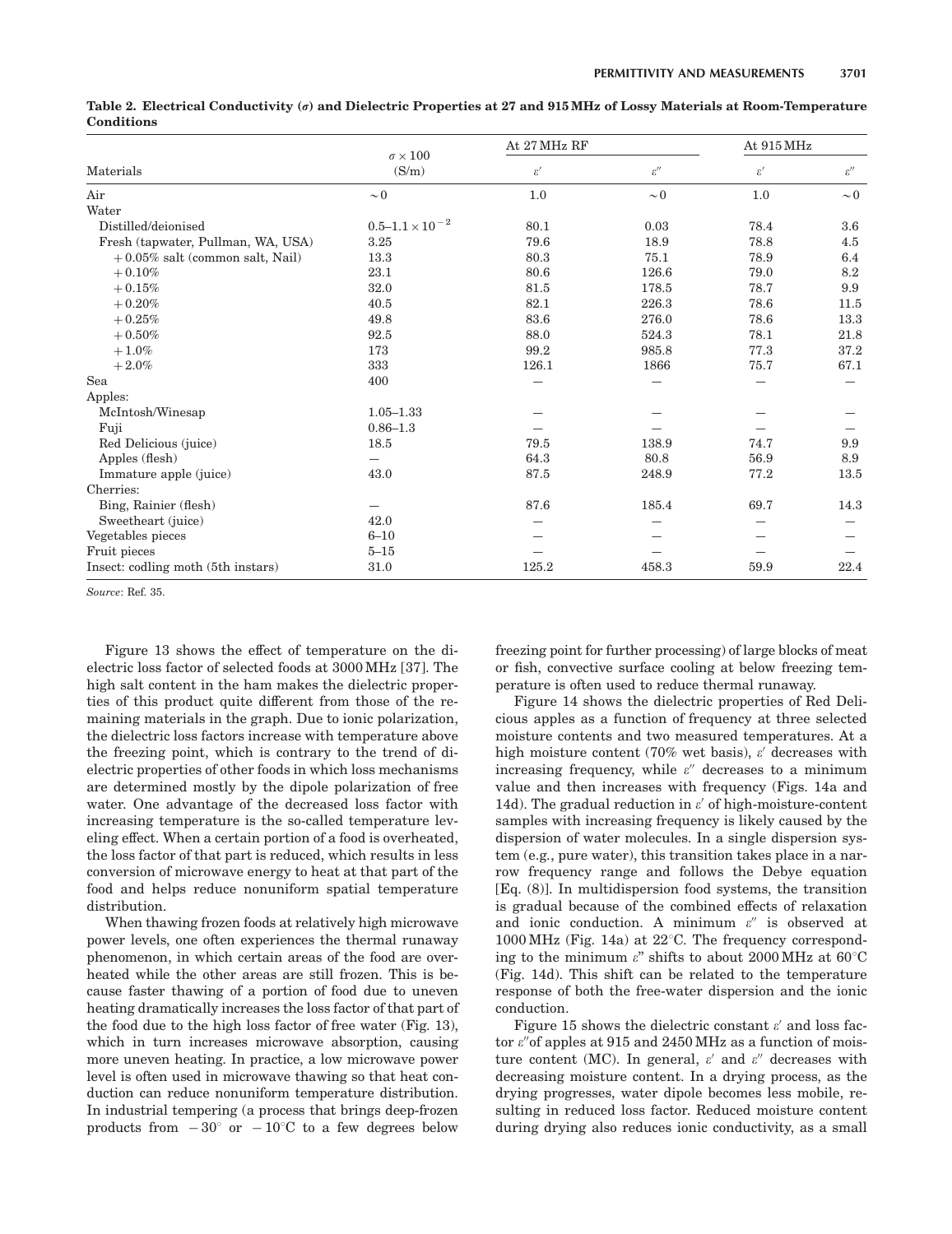**Table 2. Electrical Conductivity (σ) and Dielectric Properties at 27 and 915 MHz of Lossy Materials at Room-Temperature Conditions**

| Materials | $\sigma \times 100$ (S/m) | At 27 MHz RF | | At 915 MHz | |
|---|---|---|---|---|---|
| | | $\varepsilon'$ | $\varepsilon''$ | $\varepsilon'$ | $\varepsilon''$ |
| Air | ~0 | 1.0 | ~0 | 1.0 | ~0 |
| Water | | | | | |
| Distilled/deionised | $0.5$–$1.1 \times 10^{-2}$ | 80.1 | 0.03 | 78.4 | 3.6 |
| Fresh (tapwater, Pullman, WA, USA) | 3.25 | 79.6 | 18.9 | 78.8 | 4.5 |
| + 0.05% salt (common salt, Nail) | 13.3 | 80.3 | 75.1 | 78.9 | 6.4 |
| + 0.10% | 23.1 | 80.6 | 126.6 | 79.0 | 8.2 |
| + 0.15% | 32.0 | 81.5 | 178.5 | 78.7 | 9.9 |
| + 0.20% | 40.5 | 82.1 | 226.3 | 78.6 | 11.5 |
| + 0.25% | 49.8 | 83.6 | 276.0 | 78.6 | 13.3 |
| + 0.50% | 92.5 | 88.0 | 524.3 | 78.1 | 21.8 |
| + 1.0% | 173 | 99.2 | 985.8 | 77.3 | 37.2 |
| + 2.0% | 333 | 126.1 | 1866 | 75.7 | 67.1 |
| Sea | 400 | — | — | — | — |
| Apples: | | | | | |
| McIntosh/Winesap | 1.05–1.33 | — | — | — | — |
| Fuji | 0.86–1.3 | — | — | — | — |
| Red Delicious (juice) | 18.5 | 79.5 | 138.9 | 74.7 | 9.9 |
| Apples (flesh) | — | 64.3 | 80.8 | 56.9 | 8.9 |
| Immature apple (juice) | 43.0 | 87.5 | 248.9 | 77.2 | 13.5 |
| Cherries: | | | | | |
| Bing, Rainier (flesh) | — | 87.6 | 185.4 | 69.7 | 14.3 |
| Sweetheart (juice) | 42.0 | — | — | — | — |
| Vegetables pieces | 6–10 | — | — | — | — |
| Fruit pieces | 5–15 | — | — | — | — |
| Insect: codling moth (5th instars) | 31.0 | 125.2 | 458.3 | 59.9 | 22.4 |

*Source*: Ref. 35.

Figure 13 shows the effect of temperature on the dielectric loss factor of selected foods at 3000 MHz [37]. The high salt content in the ham makes the dielectric properties of this product quite different from those of the remaining materials in the graph. Due to ionic polarization, the dielectric loss factors increase with temperature above the freezing point, which is contrary to the trend of dielectric properties of other foods in which loss mechanisms are determined mostly by the dipole polarization of free water. One advantage of the decreased loss factor with increasing temperature is the so-called temperature leveling effect. When a certain portion of a food is overheated, the loss factor of that part is reduced, which results in less conversion of microwave energy to heat at that part of the food and helps reduce nonuniform spatial temperature distribution.

When thawing frozen foods at relatively high microwave power levels, one often experiences the thermal runaway phenomenon, in which certain areas of the food are overheated while the other areas are still frozen. This is because faster thawing of a portion of food due to uneven heating dramatically increases the loss factor of that part of the food due to the high loss factor of free water (Fig. 13), which in turn increases microwave absorption, causing more uneven heating. In practice, a low microwave power level is often used in microwave thawing so that heat conduction can reduce nonuniform temperature distribution. In industrial tempering (a process that brings deep-frozen products from $-30^{\circ}$ or $-10^{\circ}$C to a few degrees below freezing point for further processing) of large blocks of meat or fish, convective surface cooling at below freezing temperature is often used to reduce thermal runaway.

Figure 14 shows the dielectric properties of Red Delicious apples as a function of frequency at three selected moisture contents and two measured temperatures. At a high moisture content (70% wet basis), $\varepsilon'$ decreases with increasing frequency, while $\varepsilon''$ decreases to a minimum value and then increases with frequency (Figs. 14a and 14d). The gradual reduction in $\varepsilon'$ of high-moisture-content samples with increasing frequency is likely caused by the dispersion of water molecules. In a single dispersion system (e.g., pure water), this transition takes place in a narrow frequency range and follows the Debye equation [Eq. (8)]. In multidispersion food systems, the transition is gradual because of the combined effects of relaxation and ionic conduction. A minimum $\varepsilon''$ is observed at 1000 MHz (Fig. 14a) at 22°C. The frequency corresponding to the minimum $\varepsilon''$ shifts to about 2000 MHz at 60°C (Fig. 14d). This shift can be related to the temperature response of both the free-water dispersion and the ionic conduction.

Figure 15 shows the dielectric constant $\varepsilon'$ and loss factor $\varepsilon''$ of apples at 915 and 2450 MHz as a function of moisture content (MC). In general, $\varepsilon'$ and $\varepsilon''$ decreases with decreasing moisture content. In a drying process, as the drying progresses, water dipole becomes less mobile, resulting in reduced loss factor. Reduced moisture content during drying also reduces ionic conductivity, as a small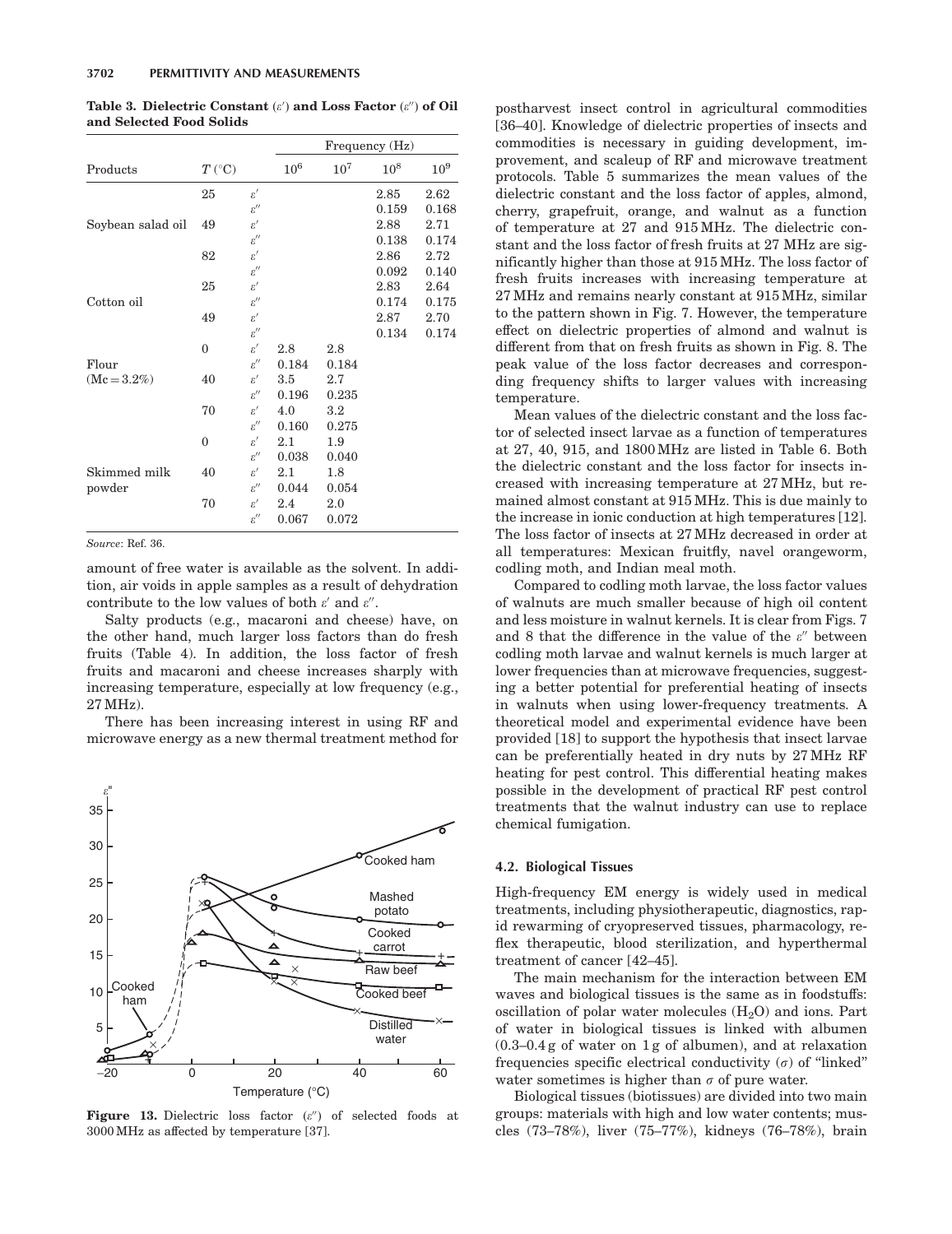**Table 3. Dielectric Constant ($\varepsilon'$) and Loss Factor ($\varepsilon''$) of Oil and Selected Food Solids**

| | | | Frequency (Hz) | | | |
|---|---|---|---|---|---|---|
| Products | $T$ (°C) | | $10^6$ | $10^7$ | $10^8$ | $10^9$ |
| | 25 | $\varepsilon'$ | | | 2.85 | 2.62 |
| | | $\varepsilon''$ | | | 0.159 | 0.168 |
| Soybean salad oil | 49 | $\varepsilon'$ | | | 2.88 | 2.71 |
| | | $\varepsilon''$ | | | 0.138 | 0.174 |
| | 82 | $\varepsilon'$ | | | 2.86 | 2.72 |
| | | $\varepsilon''$ | | | 0.092 | 0.140 |
| | 25 | $\varepsilon'$ | | | 2.83 | 2.64 |
| Cotton oil | | $\varepsilon''$ | | | 0.174 | 0.175 |
| | 49 | $\varepsilon'$ | | | 2.87 | 2.70 |
| | | $\varepsilon''$ | | | 0.134 | 0.174 |
| | 0 | $\varepsilon'$ | 2.8 | 2.8 | | |
| Flour | | $\varepsilon''$ | 0.184 | 0.184 | | |
| (Mc = 3.2%) | 40 | $\varepsilon'$ | 3.5 | 2.7 | | |
| | | $\varepsilon''$ | 0.196 | 0.235 | | |
| | 70 | $\varepsilon'$ | 4.0 | 3.2 | | |
| | | $\varepsilon''$ | 0.160 | 0.275 | | |
| | 0 | $\varepsilon'$ | 2.1 | 1.9 | | |
| | | $\varepsilon''$ | 0.038 | 0.040 | | |
| Skimmed milk powder | 40 | $\varepsilon'$ | 2.1 | 1.8 | | |
| | | $\varepsilon''$ | 0.044 | 0.054 | | |
| | 70 | $\varepsilon'$ | 2.4 | 2.0 | | |
| | | $\varepsilon''$ | 0.067 | 0.072 | | |

*Source*: Ref. 36.

amount of free water is available as the solvent. In addition, air voids in apple samples as a result of dehydration contribute to the low values of both $\varepsilon'$ and $\varepsilon''$.

Salty products (e.g., macaroni and cheese) have, on the other hand, much larger loss factors than do fresh fruits (Table 4). In addition, the loss factor of fresh fruits and macaroni and cheese increases sharply with increasing temperature, especially at low frequency (e.g., 27 MHz).

There has been increasing interest in using RF and microwave energy as a new thermal treatment method for

$\varepsilon''$
35
30
25
20
15
10
5
–20
0
20
40
60
Temperature (°C)
Cooked ham
Mashed potato
Cooked carrot
Raw beef
Cooked beef
Distilled water
Cooked ham

**Figure 13.** Dielectric loss factor ($\varepsilon''$) of selected foods at 3000 MHz as affected by temperature [37].

postharvest insect control in agricultural commodities [36–40]. Knowledge of dielectric properties of insects and commodities is necessary in guiding development, improvement, and scaleup of RF and microwave treatment protocols. Table 5 summarizes the mean values of the dielectric constant and the loss factor of apples, almond, cherry, grapefruit, orange, and walnut as a function of temperature at 27 and 915 MHz. The dielectric constant and the loss factor of fresh fruits at 27 MHz are significantly higher than those at 915 MHz. The loss factor of fresh fruits increases with increasing temperature at 27 MHz and remains nearly constant at 915 MHz, similar to the pattern shown in Fig. 7. However, the temperature effect on dielectric properties of almond and walnut is different from that on fresh fruits as shown in Fig. 8. The peak value of the loss factor decreases and corresponding frequency shifts to larger values with increasing temperature.

Mean values of the dielectric constant and the loss factor of selected insect larvae as a function of temperatures at 27, 40, 915, and 1800 MHz are listed in Table 6. Both the dielectric constant and the loss factor for insects increased with increasing temperature at 27 MHz, but remained almost constant at 915 MHz. This is due mainly to the increase in ionic conduction at high temperatures [12]. The loss factor of insects at 27 MHz decreased in order at all temperatures: Mexican fruitfly, navel orangeworm, codling moth, and Indian meal moth.

Compared to codling moth larvae, the loss factor values of walnuts are much smaller because of high oil content and less moisture in walnut kernels. It is clear from Figs. 7 and 8 that the difference in the value of the $\varepsilon''$ between codling moth larvae and walnut kernels is much larger at lower frequencies than at microwave frequencies, suggesting a better potential for preferential heating of insects in walnuts when using lower-frequency treatments. A theoretical model and experimental evidence have been provided [18] to support the hypothesis that insect larvae can be preferentially heated in dry nuts by 27 MHz RF heating for pest control. This differential heating makes possible in the development of practical RF pest control treatments that the walnut industry can use to replace chemical fumigation.

### 4.2. Biological Tissues

High-frequency EM energy is widely used in medical treatments, including physiotherapeutic, diagnostics, rapid rewarming of cryopreserved tissues, pharmacology, reflex therapeutic, blood sterilization, and hyperthermal treatment of cancer [42–45].

The main mechanism for the interaction between EM waves and biological tissues is the same as in foodstuffs: oscillation of polar water molecules ($H_2O$) and ions. Part of water in biological tissues is linked with albumen (0.3–0.4 g of water on 1 g of albumen), and at relaxation frequencies specific electrical conductivity ($\sigma$) of "linked" water sometimes is higher than $\sigma$ of pure water.

Biological tissues (biotissues) are divided into two main groups: materials with high and low water contents; muscles (73–78%), liver (75–77%), kidneys (76–78%), brain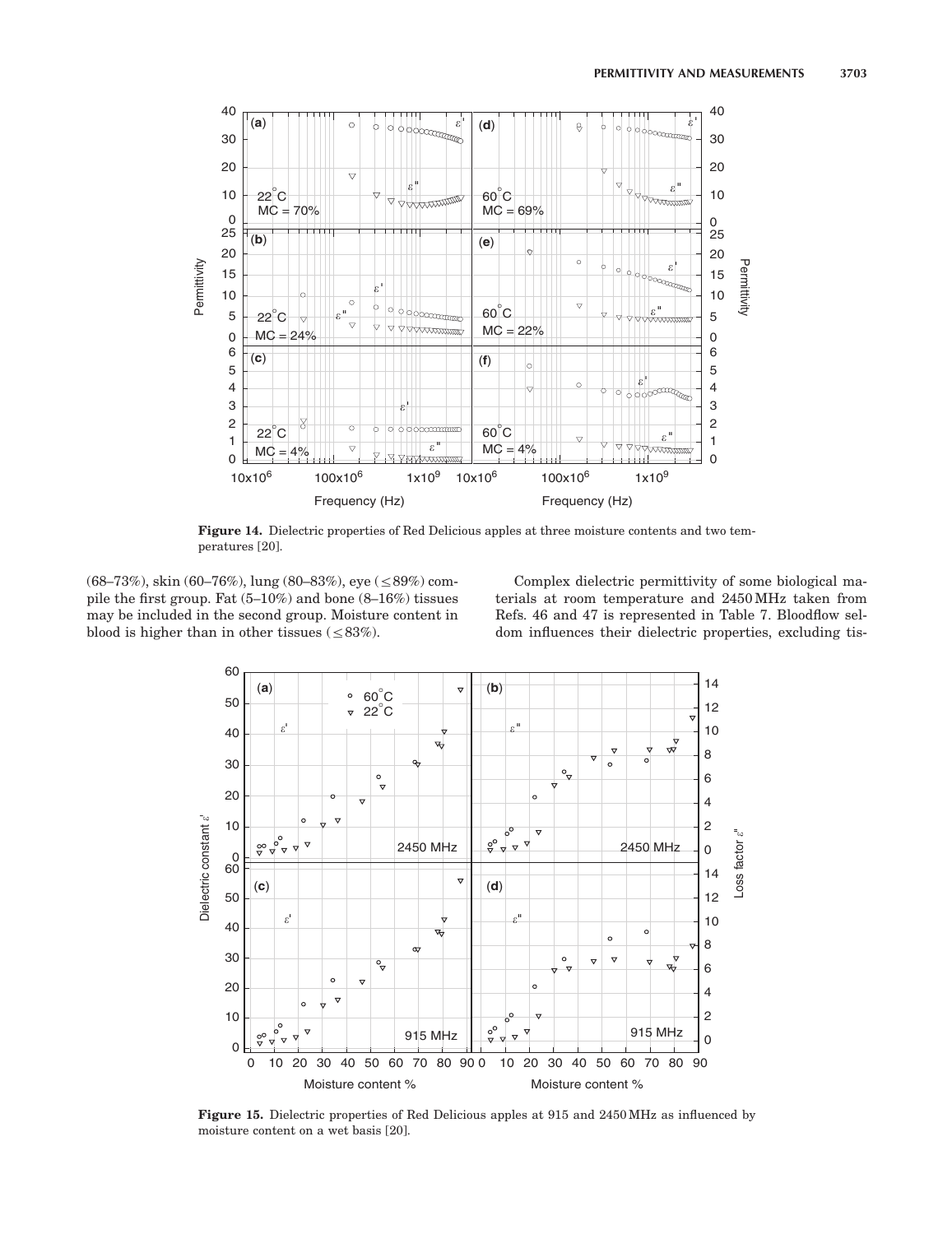(a)
22°C
MC = 70%
ε'
ε"

(d)
60°C
MC = 69%
ε'
ε"

(b)
22°C
MC = 24%
ε'
ε"

(e)
60°C
MC = 22%
ε'
ε"

(c)
22°C
MC = 4%
ε'
ε"

(f)
60°C
MC = 4%
ε'
ε"

Permittivity

Permittivity

40
30
20
10
0
25
20
15
10
5
0
6
5
4
3
2
1
0

10x10^6
100x10^6
1x10^9

Frequency (Hz)

Frequency (Hz)

**Figure 14.** Dielectric properties of Red Delicious apples at three moisture contents and two temperatures [20].

(68–73%), skin (60–76%), lung (80–83%), eye (≤89%) compile the first group. Fat (5–10%) and bone (8–16%) tissues may be included in the second group. Moisture content in blood is higher than in other tissues (≤83%).

Complex dielectric permittivity of some biological materials at room temperature and 2450 MHz taken from Refs. 46 and 47 is represented in Table 7. Bloodflow seldom influences their dielectric properties, excluding tis-

(a)
○ 60°C
▽ 22°C
ε'
2450 MHz

(b)
ε"
2450 MHz

(c)
ε'
915 MHz

(d)
ε"
915 MHz

Dielectric constant ε'

Loss factor ε"

60
50
40
30
20
10
0

14
12
10
8
6
4
2
0

0 10 20 30 40 50 60 70 80 90

Moisture content %

Moisture content %

**Figure 15.** Dielectric properties of Red Delicious apples at 915 and 2450 MHz as influenced by moisture content on a wet basis [20].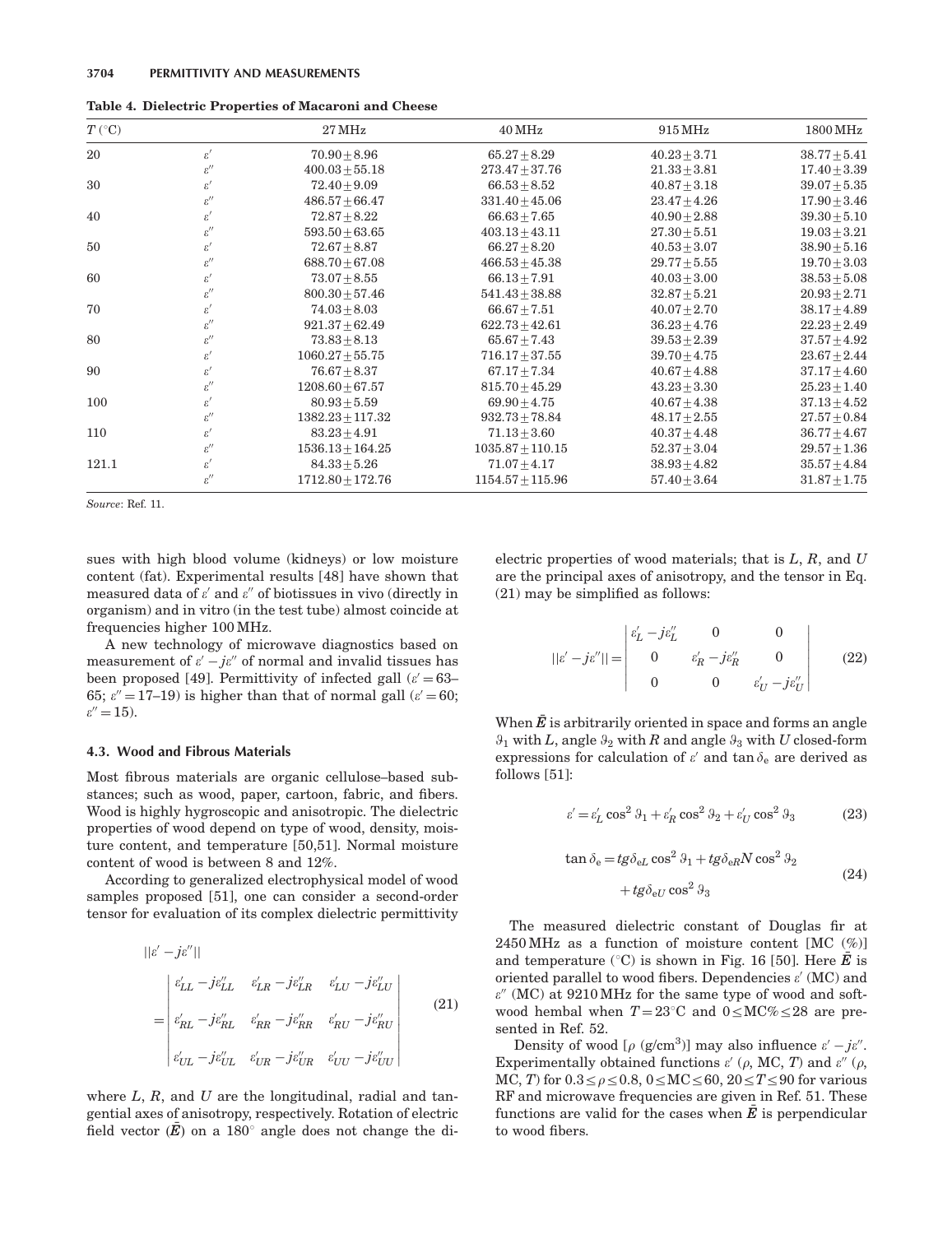**Table 4. Dielectric Properties of Macaroni and Cheese**

| $T$ (°C) | | 27 MHz | 40 MHz | 915 MHz | 1800 MHz |
|---|---|---|---|---|---|
| 20 | $\varepsilon'$ | $70.90 \pm 8.96$ | $65.27 \pm 8.29$ | $40.23 \pm 3.71$ | $38.77 \pm 5.41$ |
| | $\varepsilon''$ | $400.03 \pm 55.18$ | $273.47 \pm 37.76$ | $21.33 \pm 3.81$ | $17.40 \pm 3.39$ |
| 30 | $\varepsilon'$ | $72.40 \pm 9.09$ | $66.53 \pm 8.52$ | $40.87 \pm 3.18$ | $39.07 \pm 5.35$ |
| | $\varepsilon''$ | $486.57 \pm 66.47$ | $331.40 \pm 45.06$ | $23.47 \pm 4.26$ | $17.90 \pm 3.46$ |
| 40 | $\varepsilon'$ | $72.87 \pm 8.22$ | $66.63 \pm 7.65$ | $40.90 \pm 2.88$ | $39.30 \pm 5.10$ |
| | $\varepsilon''$ | $593.50 \pm 63.65$ | $403.13 \pm 43.11$ | $27.30 \pm 5.51$ | $19.03 \pm 3.21$ |
| 50 | $\varepsilon'$ | $72.67 \pm 8.87$ | $66.27 \pm 8.20$ | $40.53 \pm 3.07$ | $38.90 \pm 5.16$ |
| | $\varepsilon''$ | $688.70 \pm 67.08$ | $466.53 \pm 45.38$ | $29.77 \pm 5.55$ | $19.70 \pm 3.03$ |
| 60 | $\varepsilon'$ | $73.07 \pm 8.55$ | $66.13 \pm 7.91$ | $40.03 \pm 3.00$ | $38.53 \pm 5.08$ |
| | $\varepsilon''$ | $800.30 \pm 57.46$ | $541.43 \pm 38.88$ | $32.87 \pm 5.21$ | $20.93 \pm 2.71$ |
| 70 | $\varepsilon'$ | $74.03 \pm 8.03$ | $66.67 \pm 7.51$ | $40.07 \pm 2.70$ | $38.17 \pm 4.89$ |
| | $\varepsilon''$ | $921.37 \pm 62.49$ | $622.73 \pm 42.61$ | $36.23 \pm 4.76$ | $22.23 \pm 2.49$ |
| 80 | $\varepsilon''$ | $73.83 \pm 8.13$ | $65.67 \pm 7.43$ | $39.53 \pm 2.39$ | $37.57 \pm 4.92$ |
| | $\varepsilon'$ | $1060.27 \pm 55.75$ | $716.17 \pm 37.55$ | $39.70 \pm 4.75$ | $23.67 \pm 2.44$ |
| 90 | $\varepsilon'$ | $76.67 \pm 8.37$ | $67.17 \pm 7.34$ | $40.67 \pm 4.88$ | $37.17 \pm 4.60$ |
| | $\varepsilon''$ | $1208.60 \pm 67.57$ | $815.70 \pm 45.29$ | $43.23 \pm 3.30$ | $25.23 \pm 1.40$ |
| 100 | $\varepsilon'$ | $80.93 \pm 5.59$ | $69.90 \pm 4.75$ | $40.67 \pm 4.38$ | $37.13 \pm 4.52$ |
| | $\varepsilon''$ | $1382.23 \pm 117.32$ | $932.73 \pm 78.84$ | $48.17 \pm 2.55$ | $27.57 \pm 0.84$ |
| 110 | $\varepsilon'$ | $83.23 \pm 4.91$ | $71.13 \pm 3.60$ | $40.37 \pm 4.48$ | $36.77 \pm 4.67$ |
| | $\varepsilon''$ | $1536.13 \pm 164.25$ | $1035.87 \pm 110.15$ | $52.37 \pm 3.04$ | $29.57 \pm 1.36$ |
| 121.1 | $\varepsilon'$ | $84.33 \pm 5.26$ | $71.07 \pm 4.17$ | $38.93 \pm 4.82$ | $35.57 \pm 4.84$ |
| | $\varepsilon''$ | $1712.80 \pm 172.76$ | $1154.57 \pm 115.96$ | $57.40 \pm 3.64$ | $31.87 \pm 1.75$ |

*Source*: Ref. 11.

sues with high blood volume (kidneys) or low moisture content (fat). Experimental results [48] have shown that measured data of $\varepsilon'$ and $\varepsilon''$ of biotissues in vivo (directly in organism) and in vitro (in the test tube) almost coincide at frequencies higher 100 MHz.

A new technology of microwave diagnostics based on measurement of $\varepsilon' - j\varepsilon''$ of normal and invalid tissues has been proposed [49]. Permittivity of infected gall ($\varepsilon' = 63$–$65$; $\varepsilon'' = 17$–$19$) is higher than that of normal gall ($\varepsilon' = 60$; $\varepsilon'' = 15$).

### 4.3. Wood and Fibrous Materials

Most fibrous materials are organic cellulose–based substances; such as wood, paper, cartoon, fabric, and fibers. Wood is highly hygroscopic and anisotropic. The dielectric properties of wood depend on type of wood, density, moisture content, and temperature [50,51]. Normal moisture content of wood is between 8 and 12%.

According to generalized electrophysical model of wood samples proposed [51], one can consider a second-order tensor for evaluation of its complex dielectric permittivity

$$
||\varepsilon' - j\varepsilon''|| = \begin{vmatrix} \varepsilon'_{LL} - j\varepsilon''_{LL} & \varepsilon'_{LR} - j\varepsilon''_{LR} & \varepsilon'_{LU} - j\varepsilon''_{LU} \\ \varepsilon'_{RL} - j\varepsilon''_{RL} & \varepsilon'_{RR} - j\varepsilon''_{RR} & \varepsilon'_{RU} - j\varepsilon''_{RU} \\ \varepsilon'_{UL} - j\varepsilon''_{UL} & \varepsilon'_{UR} - j\varepsilon''_{UR} & \varepsilon'_{UU} - j\varepsilon''_{UU} \end{vmatrix} \tag{21}
$$

where $L$, $R$, and $U$ are the longitudinal, radial and tangential axes of anisotropy, respectively. Rotation of electric field vector ($\bar{E}$) on a 180° angle does not change the dielectric properties of wood materials; that is $L$, $R$, and $U$ are the principal axes of anisotropy, and the tensor in Eq. (21) may be simplified as follows:

$$
||\varepsilon' - j\varepsilon''|| = \begin{vmatrix} \varepsilon'_{L} - j\varepsilon''_{L} & 0 & 0 \\ 0 & \varepsilon'_{R} - j\varepsilon''_{R} & 0 \\ 0 & 0 & \varepsilon'_{U} - j\varepsilon''_{U} \end{vmatrix} \tag{22}
$$

When $\bar{E}$ is arbitrarily oriented in space and forms an angle $\vartheta_1$ with $L$, angle $\vartheta_2$ with $R$ and angle $\vartheta_3$ with $U$ closed-form expressions for calculation of $\varepsilon'$ and $\tan\delta_e$ are derived as follows [51]:

$$
\varepsilon' = \varepsilon'_L \cos^2\vartheta_1 + \varepsilon'_R \cos^2\vartheta_2 + \varepsilon'_U \cos^2\vartheta_3 \tag{23}
$$

$$
\tan\delta_e = tg\delta_{eL}\cos^2\vartheta_1 + tg\delta_{eR} N \cos^2\vartheta_2 + tg\delta_{eU}\cos^2\vartheta_3 \tag{24}
$$

The measured dielectric constant of Douglas fir at 2450 MHz as a function of moisture content [MC (%)] and temperature (°C) is shown in Fig. 16 [50]. Here $\bar{E}$ is oriented parallel to wood fibers. Dependencies $\varepsilon'$ (MC) and $\varepsilon''$ (MC) at 9210 MHz for the same type of wood and softwood hembal when $T = 23$°C and $0 \leq \text{MC}\% \leq 28$ are presented in Ref. 52.

Density of wood [$\rho$ (g/cm³)] may also influence $\varepsilon' - j\varepsilon''$. Experimentally obtained functions $\varepsilon'$ ($\rho$, MC, $T$) and $\varepsilon''$ ($\rho$, MC, $T$) for $0.3 \leq \rho \leq 0.8$, $0 \leq \text{MC} \leq 60$, $20 \leq T \leq 90$ for various RF and microwave frequencies are given in Ref. 51. These functions are valid for the cases when $\bar{E}$ is perpendicular to wood fibers.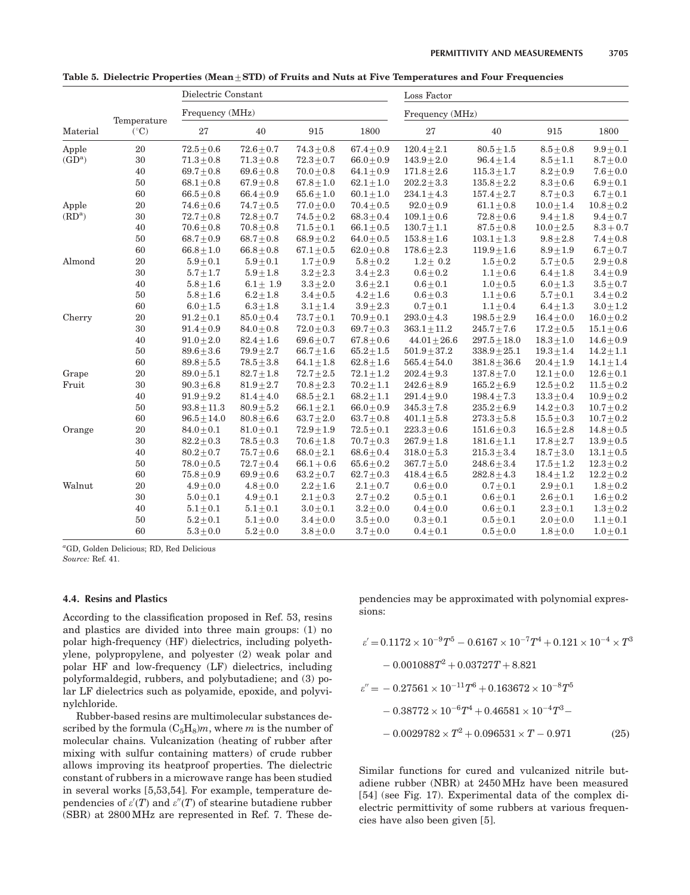**Table 5. Dielectric Properties (Mean ± STD) of Fruits and Nuts at Five Temperatures and Four Frequencies**

| Material | Temperature (°C) | Dielectric Constant | | | | Loss Factor | | | |
|---|---|---|---|---|---|---|---|---|---|
| | | Frequency (MHz) | | | | Frequency (MHz) | | | |
| | | 27 | 40 | 915 | 1800 | 27 | 40 | 915 | 1800 |
| Apple (GD[a]) | 20 | 72.5 ± 0.6 | 72.6 ± 0.7 | 74.3 ± 0.8 | 67.4 ± 0.9 | 120.4 ± 2.1 | 80.5 ± 1.5 | 8.5 ± 0.8 | 9.9 ± 0.1 |
| | 30 | 71.3 ± 0.8 | 71.3 ± 0.8 | 72.3 ± 0.7 | 66.0 ± 0.9 | 143.9 ± 2.0 | 96.4 ± 1.4 | 8.5 ± 1.1 | 8.7 ± 0.0 |
| | 40 | 69.7 ± 0.8 | 69.6 ± 0.8 | 70.0 ± 0.8 | 64.1 ± 0.9 | 171.8 ± 2.6 | 115.3 ± 1.7 | 8.2 ± 0.9 | 7.6 ± 0.0 |
| | 50 | 68.1 ± 0.8 | 67.9 ± 0.8 | 67.8 ± 1.0 | 62.1 ± 1.0 | 202.2 ± 3.3 | 135.8 ± 2.2 | 8.3 ± 0.6 | 6.9 ± 0.1 |
| | 60 | 66.5 ± 0.8 | 66.4 ± 0.9 | 65.6 ± 1.0 | 60.1 ± 1.0 | 234.1 ± 4.3 | 157.4 ± 2.7 | 8.7 ± 0.3 | 6.7 ± 0.1 |
| Apple (RD[a]) | 20 | 74.6 ± 0.6 | 74.7 ± 0.5 | 77.0 ± 0.0 | 70.4 ± 0.5 | 92.0 ± 0.9 | 61.1 ± 0.8 | 10.0 ± 1.4 | 10.8 ± 0.2 |
| | 30 | 72.7 ± 0.8 | 72.8 ± 0.7 | 74.5 ± 0.2 | 68.3 ± 0.4 | 109.1 ± 0.6 | 72.8 ± 0.6 | 9.4 ± 1.8 | 9.4 ± 0.7 |
| | 40 | 70.6 ± 0.8 | 70.8 ± 0.8 | 71.5 ± 0.1 | 66.1 ± 0.5 | 130.7 ± 1.1 | 87.5 ± 0.8 | 10.0 ± 2.5 | 8.3 + 0.7 |
| | 50 | 68.7 ± 0.9 | 68.7 ± 0.9 | 68.9 ± 0.2 | 64.0 ± 0.5 | 153.8 ± 1.6 | 103.1 ± 1.3 | 9.8 ± 2.8 | 7.4 ± 0.8 |
| | 60 | 66.8 ± 1.0 | 66.8 ± 0.8 | 67.1 ± 0.5 | 62.0 ± 0.8 | 178.6 ± 2.3 | 119.9 ± 1.6 | 8.9 ± 1.9 | 6.7 ± 0.7 |
| Almond | 20 | 5.9 ± 0.1 | 5.9 ± 0.1 | 1.7 ± 0.9 | 5.8 ± 0.2 | 1.2 ± 0.2 | 1.5 ± 0.2 | 5.7 ± 0.5 | 2.9 ± 0.8 |
| | 30 | 5.7 ± 1.7 | 5.9 ± 1.8 | 3.2 ± 2.3 | 3.4 ± 2.3 | 0.6 ± 0.2 | 1.1 ± 0.6 | 6.4 ± 1.8 | 3.4 ± 0.9 |
| | 40 | 5.8 ± 1.6 | 6.1 ± 1.9 | 3.3 ± 2.0 | 3.6 ± 2.1 | 0.6 ± 0.1 | 1.0 ± 0.5 | 6.0 ± 1.3 | 3.5 ± 0.7 |
| | 50 | 5.8 ± 1.6 | 6.2 ± 1.8 | 3.4 ± 0.5 | 4.2 ± 1.6 | 0.6 ± 0.3 | 1.1 ± 0.6 | 5.7 ± 0.1 | 3.4 ± 0.2 |
| | 60 | 6.0 ± 1.5 | 6.3 ± 1.8 | 3.1 ± 1.4 | 3.9 ± 2.3 | 0.7 ± 0.1 | 1.1 ± 0.4 | 6.4 ± 1.3 | 3.0 ± 1.2 |
| Cherry | 20 | 91.2 ± 0.1 | 85.0 ± 0.4 | 73.7 ± 0.1 | 70.9 ± 0.1 | 293.0 ± 4.3 | 198.5 ± 2.9 | 16.4 ± 0.0 | 16.0 ± 0.2 |
| | 30 | 91.4 ± 0.9 | 84.0 ± 0.8 | 72.0 ± 0.3 | 69.7 ± 0.3 | 363.1 ± 11.2 | 245.7 ± 7.6 | 17.2 ± 0.5 | 15.1 ± 0.6 |
| | 40 | 91.0 ± 2.0 | 82.4 ± 1.6 | 69.6 ± 0.7 | 67.8 ± 0.6 | 44.01 ± 26.6 | 297.5 ± 18.0 | 18.3 ± 1.0 | 14.6 ± 0.9 |
| | 50 | 89.6 ± 3.6 | 79.9 ± 2.7 | 66.7 ± 1.6 | 65.2 ± 1.5 | 501.9 ± 37.2 | 338.9 ± 25.1 | 19.3 ± 1.4 | 14.2 ± 1.1 |
| | 60 | 89.8 ± 5.5 | 78.5 ± 3.8 | 64.1 ± 1.8 | 62.8 ± 1.6 | 565.4 ± 54.0 | 381.8 ± 36.6 | 20.4 ± 1.9 | 14.1 ± 1.4 |
| Grape Fruit | 20 | 89.0 ± 5.1 | 82.7 ± 1.8 | 72.7 ± 2.5 | 72.1 ± 1.2 | 202.4 ± 9.3 | 137.8 ± 7.0 | 12.1 ± 0.0 | 12.6 ± 0.1 |
| | 30 | 90.3 ± 6.8 | 81.9 ± 2.7 | 70.8 ± 2.3 | 70.2 ± 1.1 | 242.6 ± 8.9 | 165.2 ± 6.9 | 12.5 ± 0.2 | 11.5 ± 0.2 |
| | 40 | 91.9 ± 9.2 | 81.4 ± 4.0 | 68.5 ± 2.1 | 68.2 ± 1.1 | 291.4 ± 9.0 | 198.4 ± 7.3 | 13.3 ± 0.4 | 10.9 ± 0.2 |
| | 50 | 93.8 ± 11.3 | 80.9 ± 5.2 | 66.1 ± 2.1 | 66.0 ± 0.9 | 345.3 ± 7.8 | 235.2 ± 6.9 | 14.2 ± 0.3 | 10.7 ± 0.2 |
| | 60 | 96.5 ± 14.0 | 80.8 ± 6.6 | 63.7 ± 2.0 | 63.7 ± 0.8 | 401.1 ± 5.8 | 273.3 ± 5.8 | 15.5 ± 0.3 | 10.7 ± 0.2 |
| Orange | 20 | 84.0 ± 0.1 | 81.0 ± 0.1 | 72.9 ± 1.9 | 72.5 ± 0.1 | 223.3 ± 0.6 | 151.6 ± 0.3 | 16.5 ± 2.8 | 14.8 ± 0.5 |
| | 30 | 82.2 ± 0.3 | 78.5 ± 0.3 | 70.6 ± 1.8 | 70.7 ± 0.3 | 267.9 ± 1.8 | 181.6 ± 1.1 | 17.8 ± 2.7 | 13.9 ± 0.5 |
| | 40 | 80.2 ± 0.7 | 75.7 ± 0.6 | 68.0 ± 2.1 | 68.6 ± 0.4 | 318.0 ± 5.3 | 215.3 ± 3.4 | 18.7 ± 3.0 | 13.1 ± 0.5 |
| | 50 | 78.0 ± 0.5 | 72.7 ± 0.4 | 66.1 + 0.6 | 65.6 ± 0.2 | 367.7 ± 5.0 | 248.6 ± 3.4 | 17.5 ± 1.2 | 12.3 ± 0.2 |
| | 60 | 75.8 ± 0.9 | 69.9 ± 0.6 | 63.2 ± 0.7 | 62.7 ± 0.3 | 418.4 ± 6.5 | 282.8 ± 4.3 | 18.4 ± 1.2 | 12.2 ± 0.2 |
| Walnut | 20 | 4.9 ± 0.0 | 4.8 ± 0.0 | 2.2 ± 1.6 | 2.1 ± 0.7 | 0.6 ± 0.0 | 0.7 ± 0.1 | 2.9 ± 0.1 | 1.8 ± 0.2 |
| | 30 | 5.0 ± 0.1 | 4.9 ± 0.1 | 2.1 ± 0.3 | 2.7 ± 0.2 | 0.5 ± 0.1 | 0.6 ± 0.1 | 2.6 ± 0.1 | 1.6 ± 0.2 |
| | 40 | 5.1 ± 0.1 | 5.1 ± 0.1 | 3.0 ± 0.1 | 3.2 ± 0.0 | 0.4 ± 0.0 | 0.6 ± 0.1 | 2.3 ± 0.1 | 1.3 ± 0.2 |
| | 50 | 5.2 ± 0.1 | 5.1 ± 0.0 | 3.4 ± 0.0 | 3.5 ± 0.0 | 0.3 ± 0.1 | 0.5 ± 0.1 | 2.0 ± 0.0 | 1.1 ± 0.1 |
| | 60 | 5.3 ± 0.0 | 5.2 ± 0.0 | 3.8 ± 0.0 | 3.7 ± 0.0 | 0.4 ± 0.1 | 0.5 ± 0.0 | 1.8 ± 0.0 | 1.0 ± 0.1 |

[a]GD, Golden Delicious; RD, Red Delicious

*Source:* Ref. 41.

### 4.4. Resins and Plastics

According to the classification proposed in Ref. 53, resins and plastics are divided into three main groups: (1) no polar high-frequency (HF) dielectrics, including polyethylene, polypropylene, and polyester (2) weak polar and polar HF and low-frequency (LF) dielectrics, including polyformaldegid, rubbers, and polybutadiene; and (3) polar LF dielectrics such as polyamide, epoxide, and polyvinylchloride.

Rubber-based resins are multimolecular substances described by the formula $(C_5H_8)m$, where $m$ is the number of molecular chains. Vulcanization (heating of rubber after mixing with sulfur containing matters) of crude rubber allows improving its heatproof properties. The dielectric constant of rubbers in a microwave range has been studied in several works [5,53,54]. For example, temperature dependencies of $\varepsilon'(T)$ and $\varepsilon''(T)$ of stearine butadiene rubber (SBR) at 2800 MHz are represented in Ref. 7. These dependencies may be approximated with polynomial expressions:

$$\varepsilon' = 0.1172 \times 10^{-9}T^5 - 0.6167 \times 10^{-7}T^4 + 0.121 \times 10^{-4} \times T^3 - 0.001088T^2 + 0.03727T + 8.821$$

$$\varepsilon'' = -0.27561 \times 10^{-11}T^6 + 0.163672 \times 10^{-8}T^5 - 0.38772 \times 10^{-6}T^4 + 0.46581 \times 10^{-4}T^3 - 0.0029782 \times T^2 + 0.096531 \times T - 0.971 \tag{25}$$

Similar functions for cured and vulcanized nitrile butadiene rubber (NBR) at 2450 MHz have been measured [54] (see Fig. 17). Experimental data of the complex dielectric permittivity of some rubbers at various frequencies have also been given [5].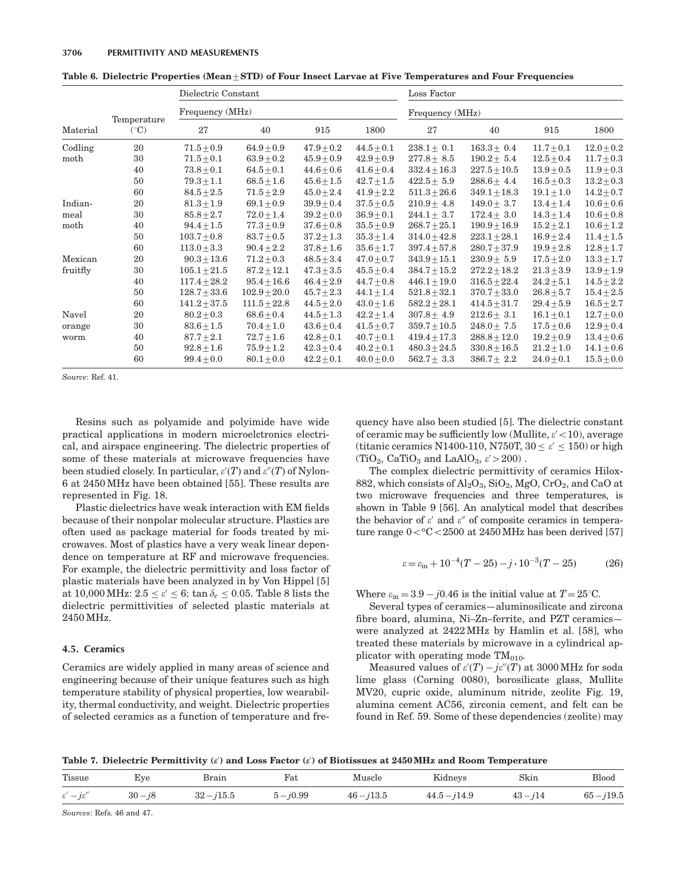**Table 6. Dielectric Properties (Mean ± STD) of Four Insect Larvae at Five Temperatures and Four Frequencies**

| Material | Temperature (°C) | Dielectric Constant | | | | Loss Factor | | | |
|---|---|---|---|---|---|---|---|---|---|
| | | Frequency (MHz) | | | | Frequency (MHz) | | | |
| | | 27 | 40 | 915 | 1800 | 27 | 40 | 915 | 1800 |
| Codling moth | 20 | 71.5 ± 0.9 | 64.9 ± 0.9 | 47.9 ± 0.2 | 44.5 ± 0.1 | 238.1 ± 0.1 | 163.3 ± 0.4 | 11.7 ± 0.1 | 12.0 ± 0.2 |
| | 30 | 71.5 ± 0.1 | 63.9 ± 0.2 | 45.9 ± 0.9 | 42.9 ± 0.9 | 277.8 ± 8.5 | 190.2 ± 5.4 | 12.5 ± 0.4 | 11.7 ± 0.3 |
| | 40 | 73.8 ± 0.1 | 64.5 ± 0.1 | 44.6 ± 0.6 | 41.6 ± 0.4 | 332.4 ± 16.3 | 227.5 ± 10.5 | 13.9 ± 0.5 | 11.9 ± 0.3 |
| | 50 | 79.3 ± 1.1 | 68.5 ± 1.6 | 45.6 ± 1.5 | 42.7 ± 1.5 | 422.5 ± 5.9 | 288.6 ± 4.4 | 16.5 ± 0.3 | 13.2 ± 0.3 |
| | 60 | 84.5 ± 2.5 | 71.5 ± 2.9 | 45.0 ± 2.4 | 41.9 ± 2.2 | 511.3 ± 26.6 | 349.1 ± 18.3 | 19.1 ± 1.0 | 14.2 ± 0.7 |
| Indian-meal moth | 20 | 81.3 ± 1.9 | 69.1 ± 0.9 | 39.9 ± 0.4 | 37.5 ± 0.5 | 210.9 ± 4.8 | 149.0 ± 3.7 | 13.4 ± 1.4 | 10.6 ± 0.6 |
| | 30 | 85.8 ± 2.7 | 72.0 ± 1.4 | 39.2 ± 0.0 | 36.9 ± 0.1 | 244.1 ± 3.7 | 172.4 ± 3.0 | 14.3 ± 1.4 | 10.6 ± 0.8 |
| | 40 | 94.4 ± 1.5 | 77.3 ± 0.9 | 37.6 ± 0.8 | 35.5 ± 0.9 | 268.7 ± 25.1 | 190.9 ± 16.9 | 15.2 ± 2.1 | 10.6 ± 1.2 |
| | 50 | 103.7 ± 0.8 | 83.7 ± 0.5 | 37.2 ± 1.3 | 35.3 ± 1.4 | 314.0 ± 42.8 | 223.1 ± 28.1 | 16.9 ± 2.4 | 11.4 ± 1.5 |
| | 60 | 113.0 ± 3.3 | 90.4 ± 2.2 | 37.8 ± 1.6 | 35.6 ± 1.7 | 397.4 ± 57.8 | 280.7 ± 37.9 | 19.9 ± 2.8 | 12.8 ± 1.7 |
| Mexican fruitfly | 20 | 90.3 ± 13.6 | 71.2 ± 0.3 | 48.5 ± 3.4 | 47.0 ± 0.7 | 343.9 ± 15.1 | 230.9 ± 5.9 | 17.5 ± 2.0 | 13.3 ± 1.7 |
| | 30 | 105.1 ± 21.5 | 87.2 ± 12.1 | 47.3 ± 3.5 | 45.5 ± 0.4 | 384.7 ± 15.2 | 272.2 ± 18.2 | 21.3 ± 3.9 | 13.9 ± 1.9 |
| | 40 | 117.4 ± 28.2 | 95.4 ± 16.6 | 46.4 ± 2.9 | 44.7 ± 0.8 | 446.1 ± 19.0 | 316.5 ± 22.4 | 24.2 ± 5.1 | 14.5 ± 2.2 |
| | 50 | 128.7 ± 33.6 | 102.9 ± 20.0 | 45.7 ± 2.3 | 44.1 ± 1.4 | 521.8 ± 32.1 | 370.7 ± 33.0 | 26.8 ± 5.7 | 15.4 ± 2.5 |
| | 60 | 141.2 ± 37.5 | 111.5 ± 22.8 | 44.5 ± 2.0 | 43.0 ± 1.6 | 582.2 ± 28.1 | 414.5 ± 31.7 | 29.4 ± 5.9 | 16.5 ± 2.7 |
| Navel orange worm | 20 | 80.2 ± 0.3 | 68.6 ± 0.4 | 44.5 ± 1.3 | 42.2 ± 1.4 | 307.8 ± 4.9 | 212.6 ± 3.1 | 16.1 ± 0.1 | 12.7 ± 0.0 |
| | 30 | 83.6 ± 1.5 | 70.4 ± 1.0 | 43.6 ± 0.4 | 41.5 ± 0.7 | 359.7 ± 10.5 | 248.0 ± 7.5 | 17.5 ± 0.6 | 12.9 ± 0.4 |
| | 40 | 87.7 ± 2.1 | 72.7 ± 1.6 | 42.8 ± 0.1 | 40.7 ± 0.1 | 419.4 ± 17.3 | 288.8 ± 12.0 | 19.2 ± 0.9 | 13.4 ± 0.6 |
| | 50 | 92.8 ± 1.6 | 75.9 ± 1.2 | 42.3 ± 0.4 | 40.2 ± 0.1 | 480.3 ± 24.5 | 330.8 ± 16.5 | 21.2 ± 1.0 | 14.1 ± 0.6 |
| | 60 | 99.4 ± 0.0 | 80.1 ± 0.0 | 42.2 ± 0.1 | 40.0 ± 0.0 | 562.7 ± 3.3 | 386.7 ± 2.2 | 24.0 ± 0.1 | 15.5 ± 0.0 |

*Source*: Ref. 41.

Resins such as polyamide and polyimide have wide practical applications in modern microelctronics electrical, and airspace engineering. The dielectric properties of some of these materials at microwave frequencies have been studied closely. In particular, $\varepsilon'(T)$ and $\varepsilon''(T)$ of Nylon-6 at 2450 MHz have been obtained [55]. These results are represented in Fig. 18.

Plastic dielectrics have weak interaction with EM fields because of their nonpolar molecular structure. Plastics are often used as package material for foods treated by microwaves. Most of plastics have a very weak linear dependence on temperature at RF and microwave frequencies. For example, the dielectric permittivity and loss factor of plastic materials have been analyzed in by Von Hippel [5] at 10,000 MHz: $2.5 \le \varepsilon' \le 6$; $\tan\delta_e \le 0.05$. Table 8 lists the dielectric permittivities of selected plastic materials at 2450 MHz.

### 4.5. Ceramics

Ceramics are widely applied in many areas of science and engineering because of their unique features such as high temperature stability of physical properties, low wearability, thermal conductivity, and weight. Dielectric properties of selected ceramics as a function of temperature and frequency have also been studied [5]. The dielectric constant of ceramic may be sufficiently low (Mullite, $\varepsilon' < 10$), average (titanic ceramics N1400-110, N750T, $30 \le \varepsilon' \le 150$) or high ($TiO_2$, $CaTiO_3$ and $LaAlO_3$, $\varepsilon' > 200$) .

The complex dielectric permittivity of ceramics Hilox-882, which consists of $Al_2O_3$, $SiO_2$, MgO, $CrO_2$, and CaO at two microwave frequencies and three temperatures, is shown in Table 9 [56]. An analytical model that describes the behavior of $\varepsilon'$ and $\varepsilon''$ of composite ceramics in temperature range $0 < °C < 2500$ at 2450 MHz has been derived [57]

$$\varepsilon = \varepsilon_{\text{in}} + 10^{-4}(T - 25) - j \cdot 10^{-3}(T - 25) \tag{26}$$

Where $\varepsilon_{\text{in}} = 3.9 - j0.46$ is the initial value at $T = 25°C$.

Several types of ceramics—aluminosilicate and zircona fibre board, alumina, Ni–Zn–ferrite, and PZT ceramics—were analyzed at 2422 MHz by Hamlin et al. [58], who treated these materials by microwave in a cylindrical applicator with operating mode $TM_{010}$.

Measured values of $\varepsilon'(T) - j\varepsilon''(T)$ at 3000 MHz for soda lime glass (Corning 0080), borosilicate glass, Mullite MV20, cupric oxide, aluminum nitride, zeolite Fig. 19, alumina cement AC56, zirconia cement, and felt can be found in Ref. 59. Some of these dependencies (zeolite) may

**Table 7. Dielectric Permittivity ($\varepsilon'$) and Loss Factor ($\varepsilon'$) of Biotissues at 2450 MHz and Room Temperature**

| Tissue | Eye | Brain | Fat | Muscle | Kidneys | Skin | Blood |
|---|---|---|---|---|---|---|---|
| $\varepsilon' - j\varepsilon''$ | $30 - j8$ | $32 - j15.5$ | $5 - j0.99$ | $46 - j13.5$ | $44.5 - j14.9$ | $43 - j14$ | $65 - j19.5$ |

*Sources*: Refs. 46 and 47.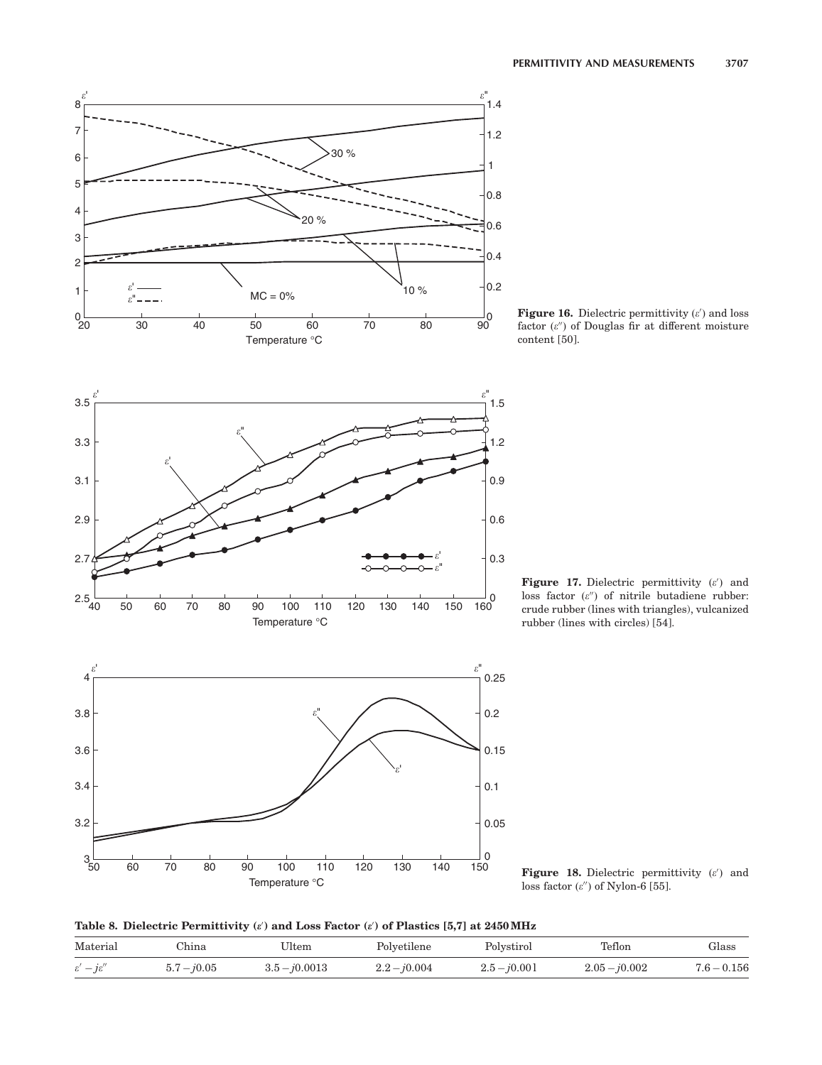ε'

ε"

8

7

6

5

4

3

2

1

0

1.4

1.2

1

0.8

0.6

0.4

0.2

0

20 30 40 50 60 70 80 90

Temperature °C

30 %

20 %

10 %

MC = 0%

ε'

ε"

**Figure 16.** Dielectric permittivity ($\varepsilon'$) and loss factor ($\varepsilon''$) of Douglas fir at different moisture content [50].

ε'

ε"

3.5

3.3

3.1

2.9

2.7

2.5

1.5

1.2

0.9

0.6

0.3

0

40 50 60 70 80 90 100 110 120 130 140 150 160

Temperature °C

ε"

ε'

ε'

ε"

**Figure 17.** Dielectric permittivity ($\varepsilon'$) and loss factor ($\varepsilon''$) of nitrile butadiene rubber: crude rubber (lines with triangles), vulcanized rubber (lines with circles) [54].

ε'

ε"

4

3.8

3.6

3.4

3.2

3

0.25

0.2

0.15

0.1

0.05

0

50 60 70 80 90 100 110 120 130 140 150

Temperature °C

ε"

ε'

**Figure 18.** Dielectric permittivity ($\varepsilon'$) and loss factor ($\varepsilon''$) of Nylon-6 [55].

**Table 8. Dielectric Permittivity ($\varepsilon'$) and Loss Factor ($\varepsilon'$) of Plastics [5,7] at 2450 MHz**

| Material | China | Ultem | Polyetilene | Polystirol | Teflon | Glass |
|---|---|---|---|---|---|---|
| $\varepsilon' - j\varepsilon''$ | $5.7 - j0.05$ | $3.5 - j0.0013$ | $2.2 - j0.004$ | $2.5 - j0.001$ | $2.05 - j0.002$ | $7.6 - 0.156$ |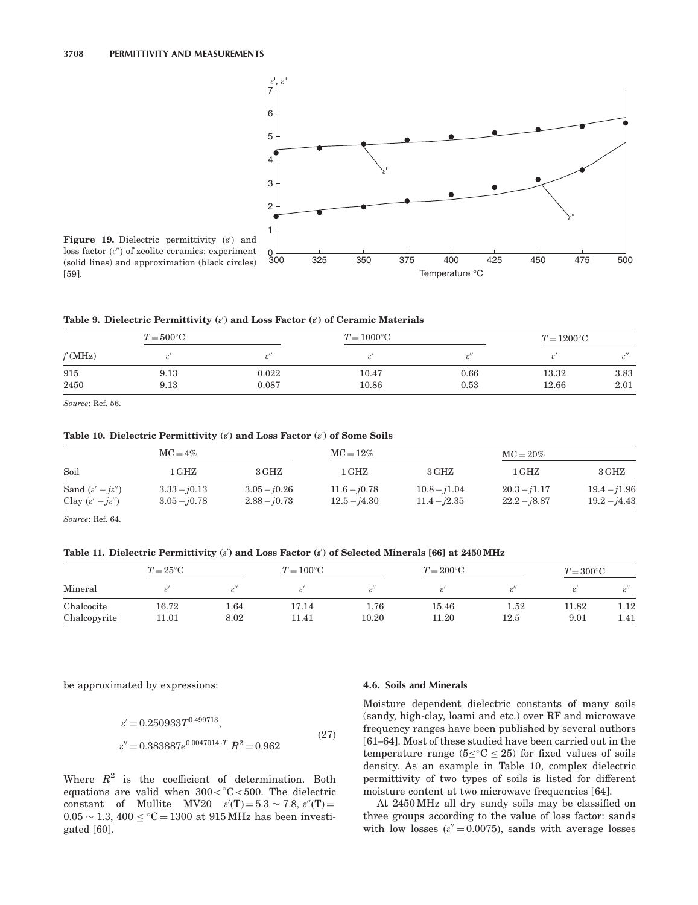ε', ε"

7

6

5

4

3

2

1

0

300 325 350 375 400 425 450 475 500

Temperature °C

ε'

ε"

**Figure 19.** Dielectric permittivity ($\varepsilon'$) and loss factor ($\varepsilon''$) of zeolite ceramics: experiment (solid lines) and approximation (black circles) [59].

**Table 9. Dielectric Permittivity ($\varepsilon'$) and Loss Factor ($\varepsilon'$) of Ceramic Materials**

| | $T=500^{\circ}$C | | $T=1000^{\circ}$C | | $T=1200^{\circ}$C | |
|---|---|---|---|---|---|---|
| $f$ (MHz) | $\varepsilon'$ | $\varepsilon''$ | $\varepsilon'$ | $\varepsilon''$ | $\varepsilon'$ | $\varepsilon''$ |
| 915 | 9.13 | 0.022 | 10.47 | 0.66 | 13.32 | 3.83 |
| 2450 | 9.13 | 0.087 | 10.86 | 0.53 | 12.66 | 2.01 |

*Source*: Ref. 56.

**Table 10. Dielectric Permittivity ($\varepsilon'$) and Loss Factor ($\varepsilon'$) of Some Soils**

| | MC = 4% | | MC = 12% | | MC = 20% | |
|---|---|---|---|---|---|---|
| Soil | 1 GHZ | 3 GHZ | 1 GHZ | 3 GHZ | 1 GHZ | 3 GHZ |
| Sand ($\varepsilon' - j\varepsilon''$) | $3.33 - j0.13$ | $3.05 - j0.26$ | $11.6 - j0.78$ | $10.8 - j1.04$ | $20.3 - j1.17$ | $19.4 - j1.96$ |
| Clay ($\varepsilon' - j\varepsilon''$) | $3.05 - j0.78$ | $2.88 - j0.73$ | $12.5 - j4.30$ | $11.4 - j2.35$ | $22.2 - j8.87$ | $19.2 - j4.43$ |

*Source*: Ref. 64.

**Table 11. Dielectric Permittivity ($\varepsilon'$) and Loss Factor ($\varepsilon'$) of Selected Minerals [66] at 2450 MHz**

| | $T=25^{\circ}$C | | $T=100^{\circ}$C | | $T=200^{\circ}$C | | $T=300^{\circ}$C | |
|---|---|---|---|---|---|---|---|---|
| Mineral | $\varepsilon'$ | $\varepsilon''$ | $\varepsilon'$ | $\varepsilon''$ | $\varepsilon'$ | $\varepsilon''$ | $\varepsilon'$ | $\varepsilon''$ |
| Chalcocite | 16.72 | 1.64 | 17.14 | 1.76 | 15.46 | 1.52 | 11.82 | 1.12 |
| Chalcopyrite | 11.01 | 8.02 | 11.41 | 10.20 | 11.20 | 12.5 | 9.01 | 1.41 |

be approximated by expressions:

$$\varepsilon' = 0.250933T^{0.499713},$$
$$\varepsilon'' = 0.383887e^{0.0047014 \cdot T} \; R^2 = 0.962 \tag{27}$$

Where $R^2$ is the coefficient of determination. Both equations are valid when $300 < ^{\circ}\mathrm{C} < 500$. The dielectric constant of Mullite MV20 $\varepsilon'(\mathrm{T}) = 5.3 \sim 7.8$, $\varepsilon''(\mathrm{T}) = 0.05 \sim 1.3$, $400 \leq {^{\circ}\mathrm{C}} = 1300$ at 915 MHz has been investigated [60].

### 4.6. Soils and Minerals

Moisture dependent dielectric constants of many soils (sandy, high-clay, loami and etc.) over RF and microwave frequency ranges have been published by several authors [61–64]. Most of these studied have been carried out in the temperature range ($5 \leq {^{\circ}\mathrm{C}} \leq 25$) for fixed values of soils density. As an example in Table 10, complex dielectric permittivity of two types of soils is listed for different moisture content at two microwave frequencies [64].

At 2450 MHz all dry sandy soils may be classified on three groups according to the value of loss factor: sands with low losses ($\varepsilon'' = 0.0075$), sands with average losses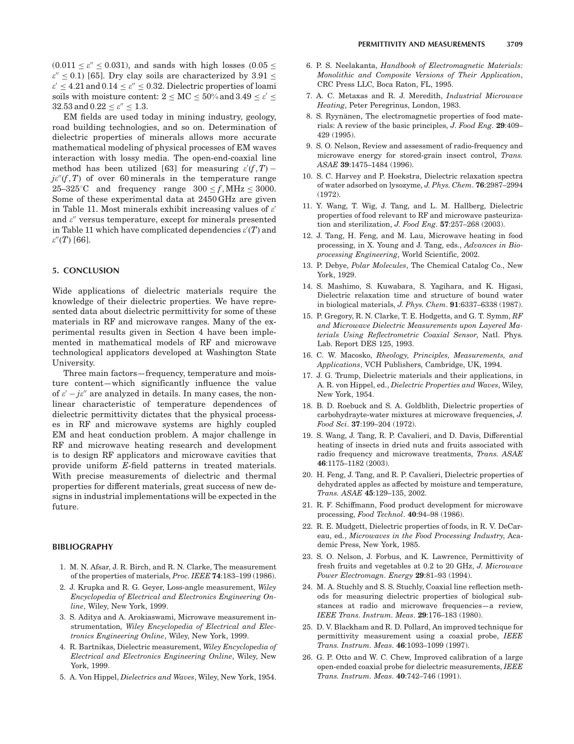$(0.011 \leq \varepsilon'' \leq 0.031)$, and sands with high losses $(0.05 \leq \varepsilon'' \leq 0.1)$ [65]. Dry clay soils are characterized by $3.91 \leq \varepsilon' \leq 4.21$ and $0.14 \leq \varepsilon'' \leq 0.32$. Dielectric properties of loami soils with moisture content: $2 \leq \text{MC} \leq 50\%$ and $3.49 \leq \varepsilon' \leq 32.53$ and $0.22 \leq \varepsilon'' \leq 1.3$.

EM fields are used today in mining industry, geology, road building technologies, and so on. Determination of dielectric properties of minerals allows more accurate mathematical modeling of physical processes of EM waves interaction with lossy media. The open-end-coaxial line method has been utilized [63] for measuring $\varepsilon'(f,T) - j\varepsilon''(f,T)$ of over 60 minerals in the temperature range 25–325°C and frequency range $300 \leq f, \text{MHz} \leq 3000$. Some of these experimental data at 2450 GHz are given in Table 11. Most minerals exhibit increasing values of $\varepsilon'$ and $\varepsilon''$ versus temperature, except for minerals presented in Table 11 which have complicated dependencies $\varepsilon'(T)$ and $\varepsilon''(T)$ [66].

## 5. CONCLUSION

Wide applications of dielectric materials require the knowledge of their dielectric properties. We have represented data about dielectric permittivity for some of these materials in RF and microwave ranges. Many of the experimental results given in Section 4 have been implemented in mathematical models of RF and microwave technological applicators developed at Washington State University.

Three main factors—frequency, temperature and moisture content—which significantly influence the value of $\varepsilon' - j\varepsilon''$ are analyzed in details. In many cases, the nonlinear characteristic of temperature dependences of dielectric permittivity dictates that the physical processes in RF and microwave systems are highly coupled EM and heat conduction problem. A major challenge in RF and microwave heating research and development is to design RF applicators and microwave cavities that provide uniform *E*-field patterns in treated materials. With precise measurements of dielectric and thermal properties for different materials, great success of new designs in industrial implementations will be expected in the future.

## BIBLIOGRAPHY

1. M. N. Afsar, J. R. Birch, and R. N. Clarke, The measurement of the properties of materials, *Proc. IEEE* **74**:183–199 (1986).
2. J. Krupka and R. G. Geyer, Loss-angle measurement, *Wiley Encyclopedia of Electrical and Electronics Engineering Online*, Wiley, New York, 1999.
3. S. Aditya and A. Arokiaswami, Microwave measurement instrumentation, *Wiley Encyclopedia of Electrical and Electronics Engineering Online*, Wiley, New York, 1999.
4. R. Bartnikas, Dielectric measurement, *Wiley Encyclopedia of Electrical and Electronics Engineering Online*, Wiley, New York, 1999.
5. A. Von Hippel, *Dielectrics and Waves*, Wiley, New York, 1954.
6. P. S. Neelakanta, *Handbook of Electromagnetic Materials: Monolithic and Composite Versions of Their Application*, CRC Press LLC, Boca Raton, FL, 1995.
7. A. C. Metaxas and R. J. Meredith, *Industrial Microwave Heating*, Peter Peregrinus, London, 1983.
8. S. Ryynänen, The electromagnetic properties of food materials: A review of the basic principles, *J. Food Eng*. **29**:409–429 (1995).
9. S. O. Nelson, Review and assessment of radio-frequency and microwave energy for stored-grain insect control, *Trans. ASAE* **39**:1475–1484 (1996).
10. S. C. Harvey and P. Hoekstra, Dielectric relaxation spectra of water adsorbed on lysozyme, *J. Phys. Chem*. **76**:2987–2994 (1972).
11. Y. Wang, T. Wig, J. Tang, and L. M. Hallberg, Dielectric properties of food relevant to RF and microwave pasteurization and sterilization, *J. Food Eng*. **57**:257–268 (2003).
12. J. Tang, H. Feng, and M. Lau, Microwave heating in food processing, in X. Young and J. Tang, eds., *Advances in Bioprocessing Engineering*, World Scientific, 2002.
13. P. Debye, *Polar Molecules*, The Chemical Catalog Co., New York, 1929.
14. S. Mashimo, S. Kuwabara, S. Yagihara, and K. Higasi, Dielectric relaxation time and structure of bound water in biological materials, *J. Phys. Chem*. **91**:6337–6338 (1987).
15. P. Gregory, R. N. Clarke, T. E. Hodgetts, and G. T. Symm, *RF and Microwave Dielectric Measurements upon Layered Materials Using Reflectrometric Coaxial Sensor*, Natl. Phys. Lab. Report DES 125, 1993.
16. C. W. Macosko, *Rheology, Principles, Measurements, and Applications*, VCH Publishers, Cambridge, UK, 1994.
17. J. G. Trump, Dielectric materials and their applications, in A. R. von Hippel, ed., *Dielectric Properties and Waves*, Wiley, New York, 1954.
18. B. D. Roebuck and S. A. Goldblith, Dielectric properties of carbohydrayte-water mixtures at microwave frequencies, *J. Food Sci*. **37**:199–204 (1972).
19. S. Wang, J. Tang, R. P. Cavalieri, and D. Davis, Differential heating of insects in dried nuts and fruits associated with radio frequency and microwave treatments, *Trans. ASAE* **46**:1175–1182 (2003).
20. H. Feng, J. Tang, and R. P. Cavalieri, Dielectric properties of dehydrated apples as affected by moisture and temperature, *Trans. ASAE* **45**:129–135, 2002.
21. R. F. Schiffmann, Food product development for microwave processing, *Food Technol*. **40**:94–98 (1986).
22. R. E. Mudgett, Dielectric properties of foods, in R. V. DeCareau, ed., *Microwaves in the Food Processing Industry*, Academic Press, New York, 1985.
23. S. O. Nelson, J. Forbus, and K. Lawrence, Permittivity of fresh fruits and vegetables at 0.2 to 20 GHz, *J. Microwave Power Electromagn. Energy* **29**:81–93 (1994).
24. M. A. Stuchly and S. S. Stuchly, Coaxial line reflection methods for measuring dielectric properties of biological substances at radio and microwave frequencies—a review, *IEEE Trans. Instrum. Meas*. **29**:176–183 (1980).
25. D. V. Blackham and R. D. Pollard, An improved technique for permittivity measurement using a coaxial probe, *IEEE Trans. Instrum. Meas*. **46**:1093–1099 (1997).
26. G. P. Otto and W. C. Chew, Improved calibration of a large open-ended coaxial probe for dielectric measurements, *IEEE Trans. Instrum. Meas*. **40**:742–746 (1991).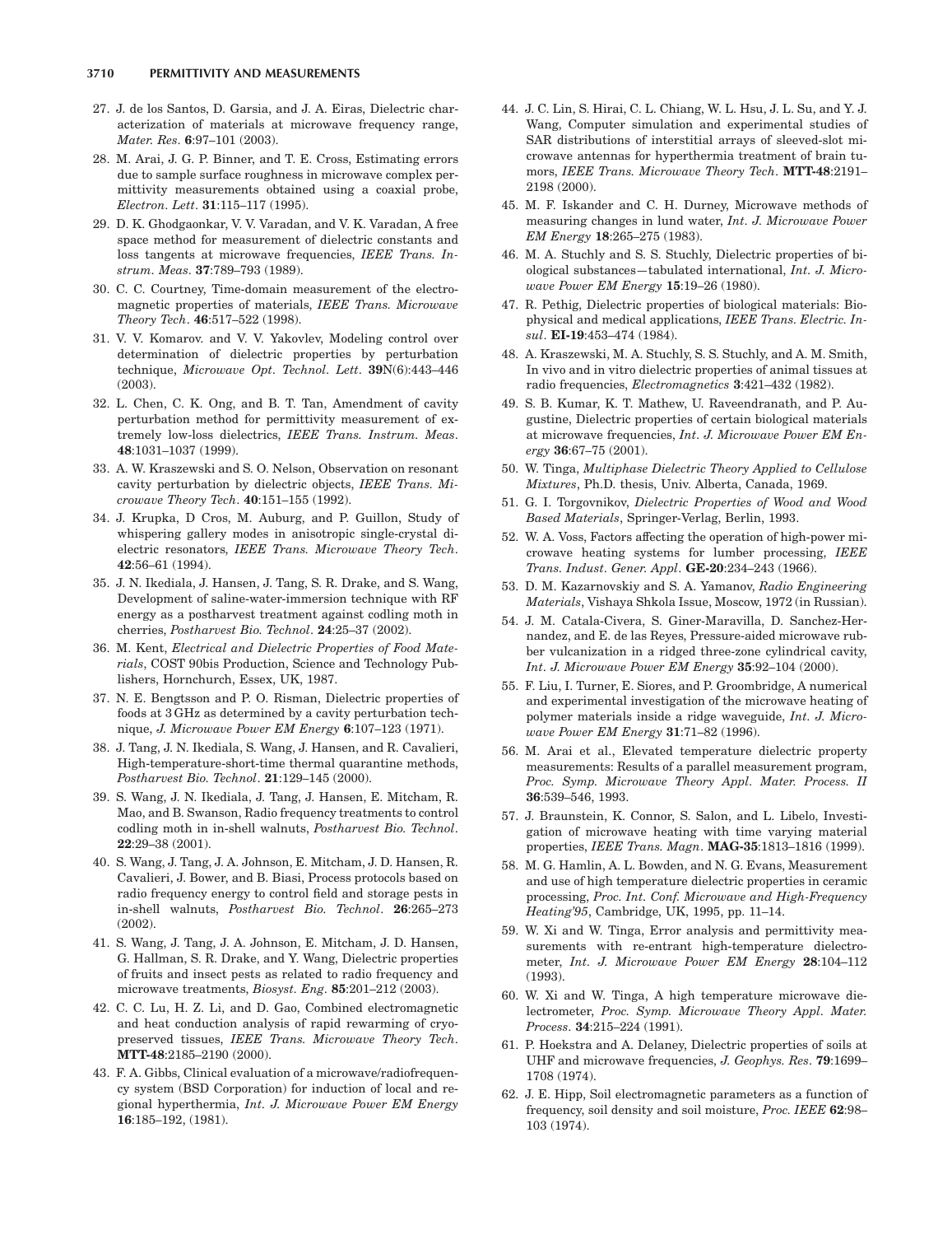27. J. de los Santos, D. Garsia, and J. A. Eiras, Dielectric characterization of materials at microwave frequency range, *Mater. Res*. **6**:97–101 (2003).
28. M. Arai, J. G. P. Binner, and T. E. Cross, Estimating errors due to sample surface roughness in microwave complex permittivity measurements obtained using a coaxial probe, *Electron. Lett*. **31**:115–117 (1995).
29. D. K. Ghodgaonkar, V. V. Varadan, and V. K. Varadan, A free space method for measurement of dielectric constants and loss tangents at microwave frequencies, *IEEE Trans. Instrum. Meas*. **37**:789–793 (1989).
30. C. C. Courtney, Time-domain measurement of the electromagnetic properties of materials, *IEEE Trans. Microwave Theory Tech*. **46**:517–522 (1998).
31. V. V. Komarov. and V. V. Yakovlev, Modeling control over determination of dielectric properties by perturbation technique, *Microwave Opt. Technol. Lett*. **39**N(6):443–446 (2003).
32. L. Chen, C. K. Ong, and B. T. Tan, Amendment of cavity perturbation method for permittivity measurement of extremely low-loss dielectrics, *IEEE Trans. Instrum. Meas*. **48**:1031–1037 (1999).
33. A. W. Kraszewski and S. O. Nelson, Observation on resonant cavity perturbation by dielectric objects, *IEEE Trans. Microwave Theory Tech*. **40**:151–155 (1992).
34. J. Krupka, D Cros, M. Auburg, and P. Guillon, Study of whispering gallery modes in anisotropic single-crystal dielectric resonators, *IEEE Trans. Microwave Theory Tech*. **42**:56–61 (1994).
35. J. N. Ikediala, J. Hansen, J. Tang, S. R. Drake, and S. Wang, Development of saline-water-immersion technique with RF energy as a postharvest treatment against codling moth in cherries, *Postharvest Bio. Technol*. **24**:25–37 (2002).
36. M. Kent, *Electrical and Dielectric Properties of Food Materials*, COST 90bis Production, Science and Technology Publishers, Hornchurch, Essex, UK, 1987.
37. N. E. Bengtsson and P. O. Risman, Dielectric properties of foods at 3 GHz as determined by a cavity perturbation technique, *J. Microwave Power EM Energy* **6**:107–123 (1971).
38. J. Tang, J. N. Ikediala, S. Wang, J. Hansen, and R. Cavalieri, High-temperature-short-time thermal quarantine methods, *Postharvest Bio. Technol*. **21**:129–145 (2000).
39. S. Wang, J. N. Ikediala, J. Tang, J. Hansen, E. Mitcham, R. Mao, and B. Swanson, Radio frequency treatments to control codling moth in in-shell walnuts, *Postharvest Bio. Technol*. **22**:29–38 (2001).
40. S. Wang, J. Tang, J. A. Johnson, E. Mitcham, J. D. Hansen, R. Cavalieri, J. Bower, and B. Biasi, Process protocols based on radio frequency energy to control field and storage pests in in-shell walnuts, *Postharvest Bio. Technol*. **26**:265–273 (2002).
41. S. Wang, J. Tang, J. A. Johnson, E. Mitcham, J. D. Hansen, G. Hallman, S. R. Drake, and Y. Wang, Dielectric properties of fruits and insect pests as related to radio frequency and microwave treatments, *Biosyst. Eng*. **85**:201–212 (2003).
42. C. C. Lu, H. Z. Li, and D. Gao, Combined electromagnetic and heat conduction analysis of rapid rewarming of cryopreserved tissues, *IEEE Trans. Microwave Theory Tech*. **MTT-48**:2185–2190 (2000).
43. F. A. Gibbs, Clinical evaluation of a microwave/radiofrequency system (BSD Corporation) for induction of local and regional hyperthermia, *Int. J. Microwave Power EM Energy* **16**:185–192, (1981).
44. J. C. Lin, S. Hirai, C. L. Chiang, W. L. Hsu, J. L. Su, and Y. J. Wang, Computer simulation and experimental studies of SAR distributions of interstitial arrays of sleeved-slot microwave antennas for hyperthermia treatment of brain tumors, *IEEE Trans. Microwave Theory Tech*. **MTT-48**:2191–2198 (2000).
45. M. F. Iskander and C. H. Durney, Microwave methods of measuring changes in lund water, *Int. J. Microwave Power EM Energy* **18**:265–275 (1983).
46. M. A. Stuchly and S. S. Stuchly, Dielectric properties of biological substances—tabulated international, *Int. J. Microwave Power EM Energy* **15**:19–26 (1980).
47. R. Pethig, Dielectric properties of biological materials: Biophysical and medical applications, *IEEE Trans. Electric. Insul*. **EI-19**:453–474 (1984).
48. A. Kraszewski, M. A. Stuchly, S. S. Stuchly, and A. M. Smith, In vivo and in vitro dielectric properties of animal tissues at radio frequencies, *Electromagnetics* **3**:421–432 (1982).
49. S. B. Kumar, K. T. Mathew, U. Raveendranath, and P. Augustine, Dielectric properties of certain biological materials at microwave frequencies, *Int. J. Microwave Power EM Energy* **36**:67–75 (2001).
50. W. Tinga, *Multiphase Dielectric Theory Applied to Cellulose Mixtures*, Ph.D. thesis, Univ. Alberta, Canada, 1969.
51. G. I. Torgovnikov, *Dielectric Properties of Wood and Wood Based Materials*, Springer-Verlag, Berlin, 1993.
52. W. A. Voss, Factors affecting the operation of high-power microwave heating systems for lumber processing, *IEEE Trans. Indust. Gener. Appl*. **GE-20**:234–243 (1966).
53. D. M. Kazarnovskiy and S. A. Yamanov, *Radio Engineering Materials*, Vishaya Shkola Issue, Moscow, 1972 (in Russian).
54. J. M. Catala-Civera, S. Giner-Maravilla, D. Sanchez-Hernandez, and E. de las Reyes, Pressure-aided microwave rubber vulcanization in a ridged three-zone cylindrical cavity, *Int. J. Microwave Power EM Energy* **35**:92–104 (2000).
55. F. Liu, I. Turner, E. Siores, and P. Groombridge, A numerical and experimental investigation of the microwave heating of polymer materials inside a ridge waveguide, *Int. J. Microwave Power EM Energy* **31**:71–82 (1996).
56. M. Arai et al., Elevated temperature dielectric property measurements: Results of a parallel measurement program, *Proc. Symp. Microwave Theory Appl. Mater. Process. II* **36**:539–546, 1993.
57. J. Braunstein, K. Connor, S. Salon, and L. Libelo, Investigation of microwave heating with time varying material properties, *IEEE Trans. Magn*. **MAG-35**:1813–1816 (1999).
58. M. G. Hamlin, A. L. Bowden, and N. G. Evans, Measurement and use of high temperature dielectric properties in ceramic processing, *Proc. Int. Conf. Microwave and High-Frequency Heating'95*, Cambridge, UK, 1995, pp. 11–14.
59. W. Xi and W. Tinga, Error analysis and permittivity measurements with re-entrant high-temperature dielectrometer, *Int. J. Microwave Power EM Energy* **28**:104–112 (1993).
60. W. Xi and W. Tinga, A high temperature microwave dielectrometer, *Proc. Symp. Microwave Theory Appl. Mater. Process*. **34**:215–224 (1991).
61. P. Hoekstra and A. Delaney, Dielectric properties of soils at UHF and microwave frequencies, *J. Geophys. Res*. **79**:1699–1708 (1974).
62. J. E. Hipp, Soil electromagnetic parameters as a function of frequency, soil density and soil moisture, *Proc. IEEE* **62**:98–103 (1974).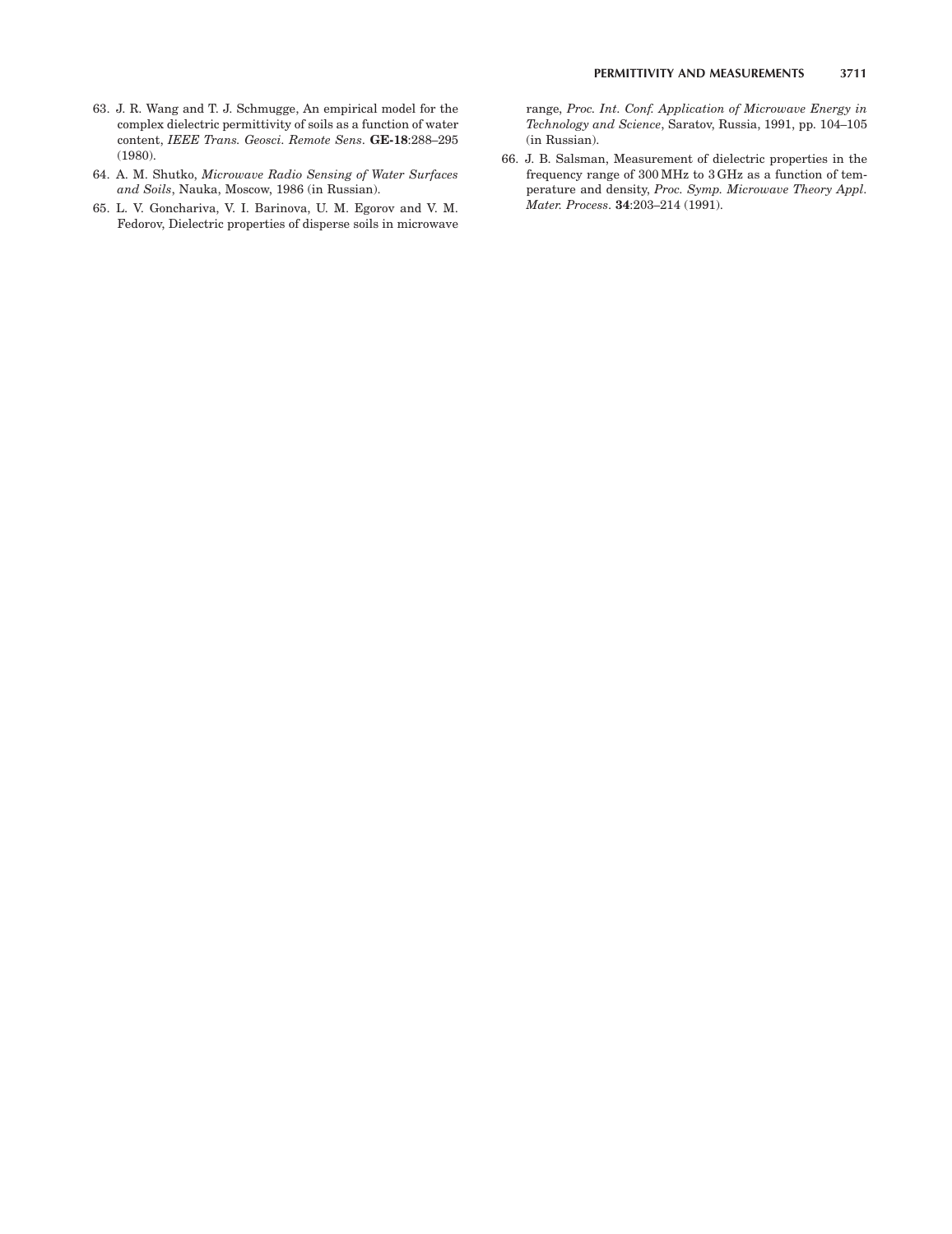63. J. R. Wang and T. J. Schmugge, An empirical model for the complex dielectric permittivity of soils as a function of water content, *IEEE Trans. Geosci. Remote Sens.* **GE-18**:288–295 (1980).

64. A. M. Shutko, *Microwave Radio Sensing of Water Surfaces and Soils*, Nauka, Moscow, 1986 (in Russian).

65. L. V. Gonchariva, V. I. Barinova, U. M. Egorov and V. M. Fedorov, Dielectric properties of disperse soils in microwave range, *Proc. Int. Conf. Application of Microwave Energy in Technology and Science*, Saratov, Russia, 1991, pp. 104–105 (in Russian).

66. J. B. Salsman, Measurement of dielectric properties in the frequency range of 300 MHz to 3 GHz as a function of temperature and density, *Proc. Symp. Microwave Theory Appl. Mater. Process.* **34**:203–214 (1991).